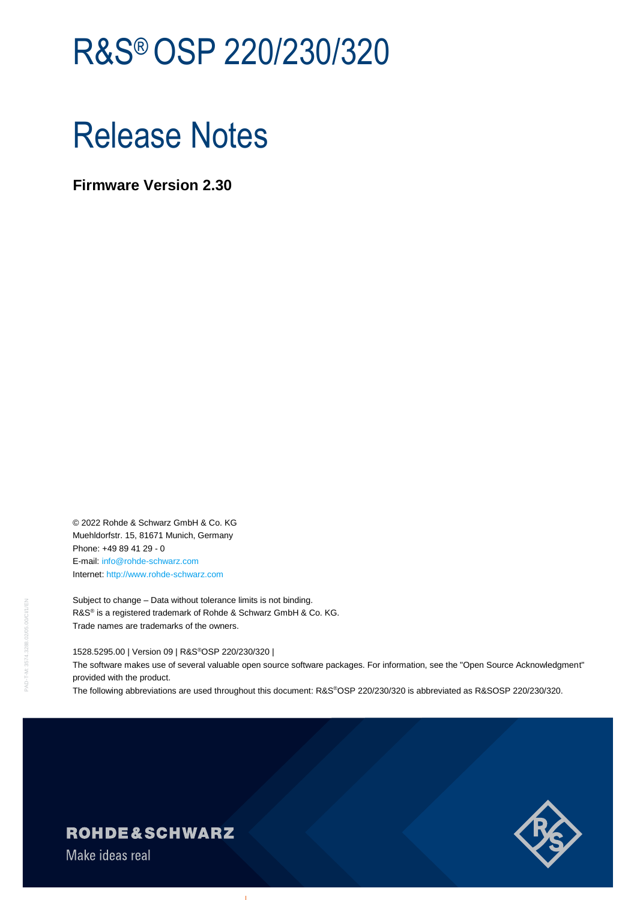# R&S® OSP 220/230/320

# Release Notes

**Firmware Version 2.30**

© 2022 Rohde & Schwarz GmbH & Co. KG
Muehldorfstr. 15, 81671 Munich, Germany
Phone: +49 89 41 29 - 0
E-mail: info@rohde-schwarz.com
Internet: http://www.rohde-schwarz.com

Subject to change – Data without tolerance limits is not binding.
R&S® is a registered trademark of Rohde & Schwarz GmbH & Co. KG.
Trade names are trademarks of the owners.

1528.5295.00 | Version 09 | R&S®OSP 220/230/320 |
The software makes use of several valuable open source software packages. For information, see the "Open Source Acknowledgment" provided with the product.
The following abbreviations are used throughout this document: R&S®OSP 220/230/320 is abbreviated as R&SOSP 220/230/320.

ROHDE&SCHWARZ
Make ideas real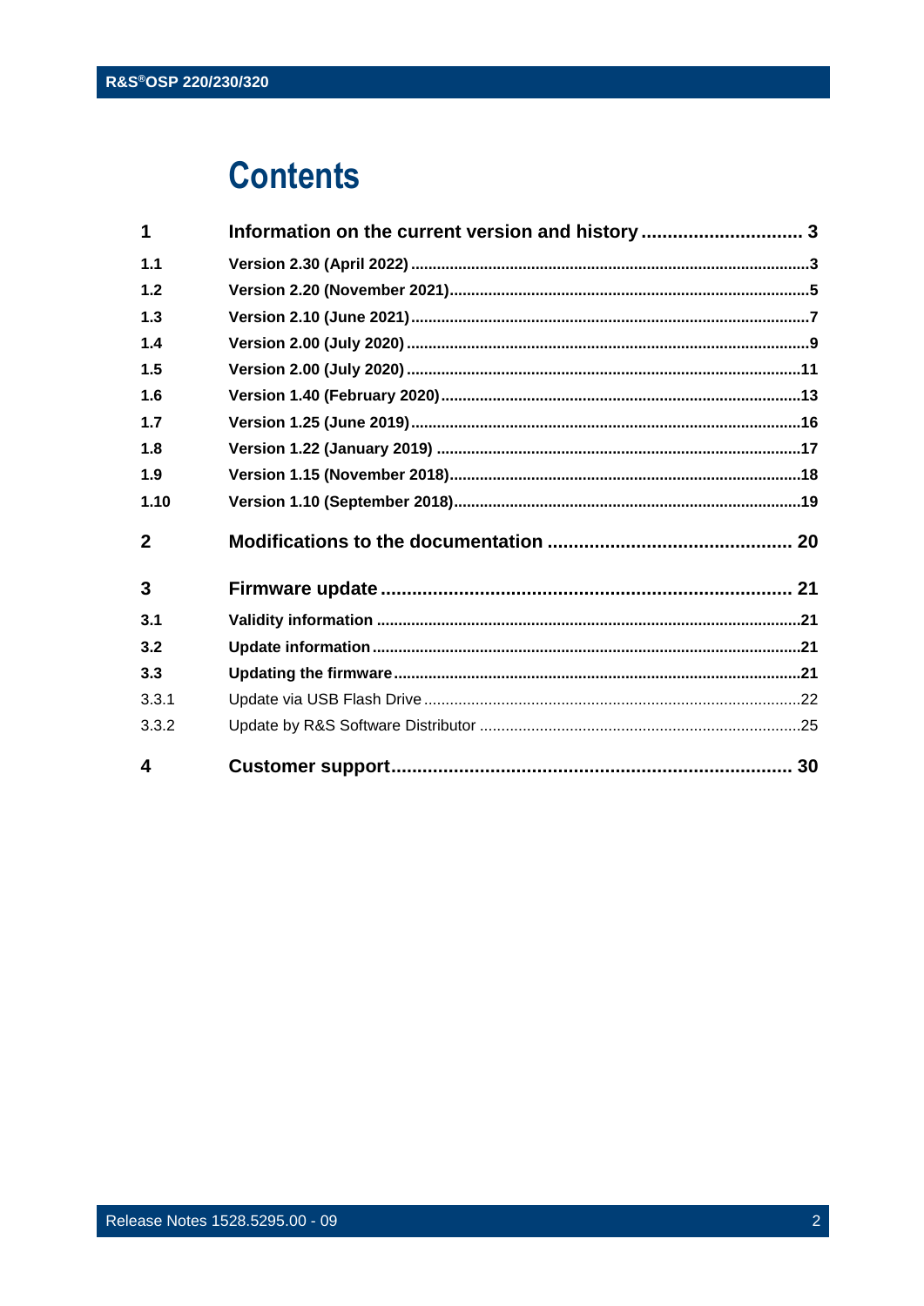# Contents

| | | |
|---|---|---|
| **1** | **Information on the current version and history** | **3** |
| **1.1** | **Version 2.30 (April 2022)** | **3** |
| **1.2** | **Version 2.20 (November 2021)** | **5** |
| **1.3** | **Version 2.10 (June 2021)** | **7** |
| **1.4** | **Version 2.00 (July 2020)** | **9** |
| **1.5** | **Version 2.00 (July 2020)** | **11** |
| **1.6** | **Version 1.40 (February 2020)** | **13** |
| **1.7** | **Version 1.25 (June 2019)** | **16** |
| **1.8** | **Version 1.22 (January 2019)** | **17** |
| **1.9** | **Version 1.15 (November 2018)** | **18** |
| **1.10** | **Version 1.10 (September 2018)** | **19** |
| **2** | **Modifications to the documentation** | **20** |
| **3** | **Firmware update** | **21** |
| **3.1** | **Validity information** | **21** |
| **3.2** | **Update information** | **21** |
| **3.3** | **Updating the firmware** | **21** |
| 3.3.1 | Update via USB Flash Drive | 22 |
| 3.3.2 | Update by R&S Software Distributor | 25 |
| **4** | **Customer support** | **30** |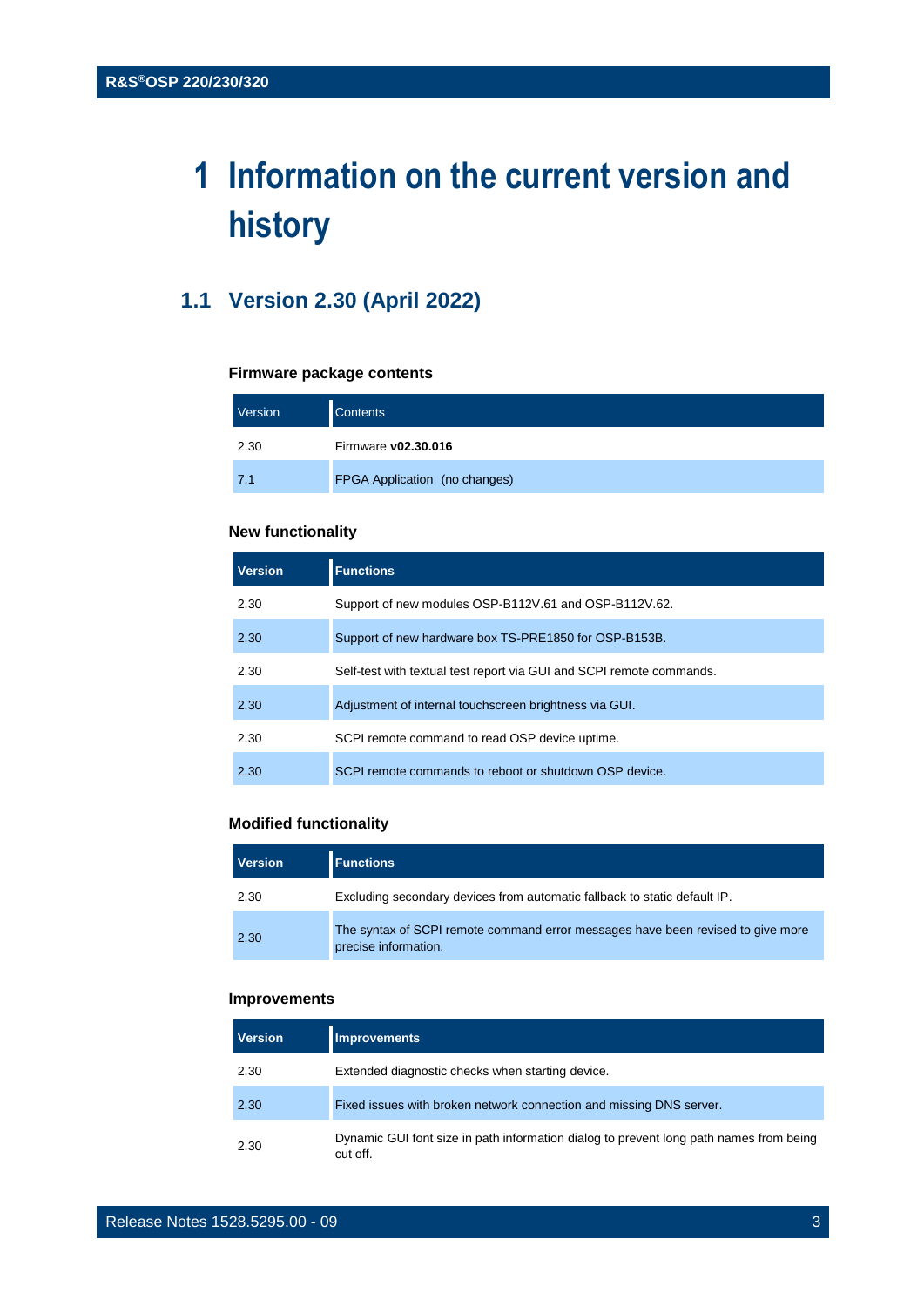# 1 Information on the current version and history

## 1.1 Version 2.30 (April 2022)

### Firmware package contents

| Version | Contents |
|---|---|
| 2.30 | Firmware **v02.30.016** |
| 7.1 | FPGA Application (no changes) |

### New functionality

| Version | Functions |
|---|---|
| 2.30 | Support of new modules OSP-B112V.61 and OSP-B112V.62. |
| 2.30 | Support of new hardware box TS-PRE1850 for OSP-B153B. |
| 2.30 | Self-test with textual test report via GUI and SCPI remote commands. |
| 2.30 | Adjustment of internal touchscreen brightness via GUI. |
| 2.30 | SCPI remote command to read OSP device uptime. |
| 2.30 | SCPI remote commands to reboot or shutdown OSP device. |

### Modified functionality

| Version | Functions |
|---|---|
| 2.30 | Excluding secondary devices from automatic fallback to static default IP. |
| 2.30 | The syntax of SCPI remote command error messages have been revised to give more precise information. |

### Improvements

| Version | Improvements |
|---|---|
| 2.30 | Extended diagnostic checks when starting device. |
| 2.30 | Fixed issues with broken network connection and missing DNS server. |
| 2.30 | Dynamic GUI font size in path information dialog to prevent long path names from being cut off. |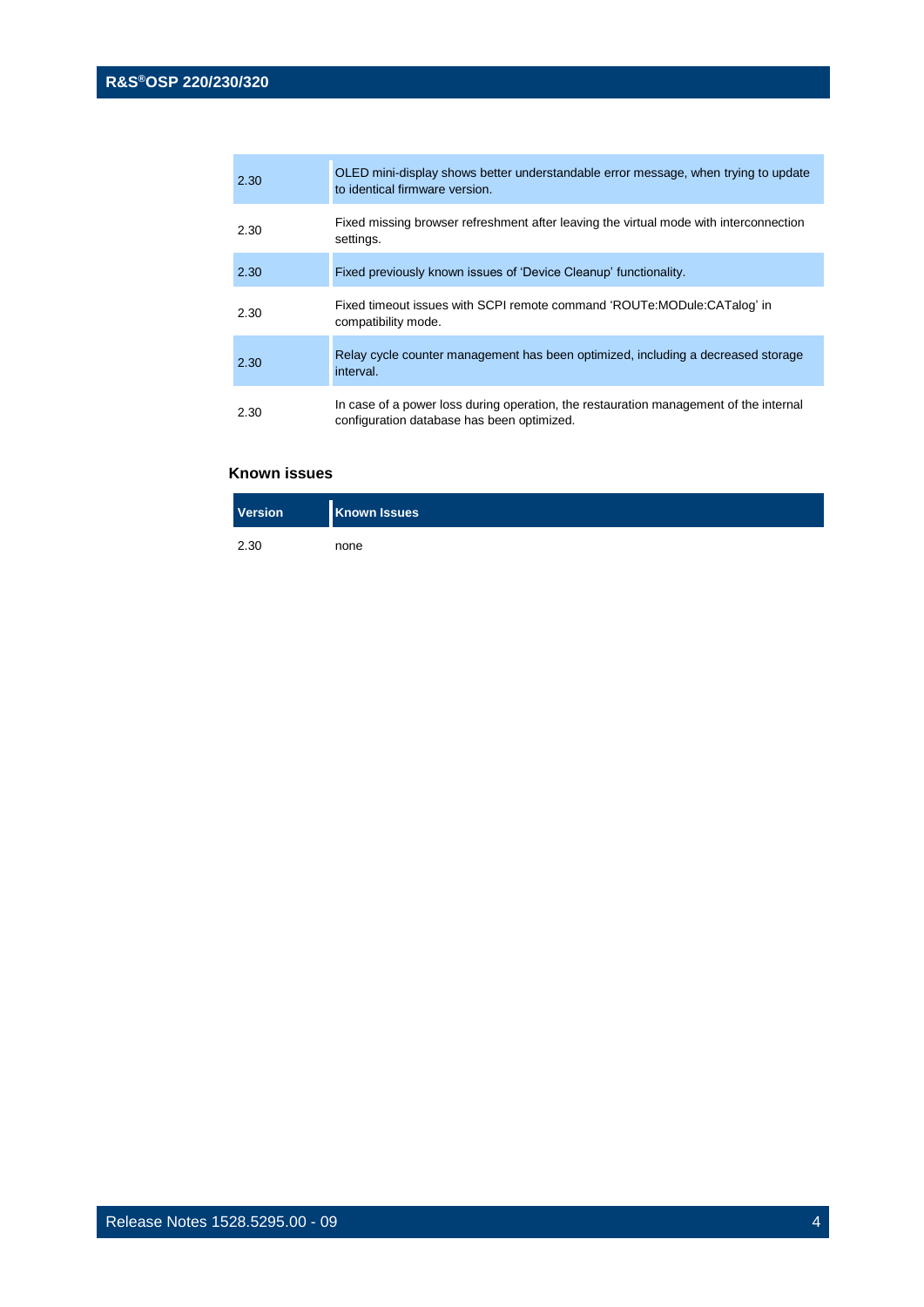| | |
|---|---|
| 2.30 | OLED mini-display shows better understandable error message, when trying to update to identical firmware version. |
| 2.30 | Fixed missing browser refreshment after leaving the virtual mode with interconnection settings. |
| 2.30 | Fixed previously known issues of 'Device Cleanup' functionality. |
| 2.30 | Fixed timeout issues with SCPI remote command 'ROUTe:MODule:CATalog' in compatibility mode. |
| 2.30 | Relay cycle counter management has been optimized, including a decreased storage interval. |
| 2.30 | In case of a power loss during operation, the restauration management of the internal configuration database has been optimized. |

### Known issues

| Version | Known Issues |
|---|---|
| 2.30 | none |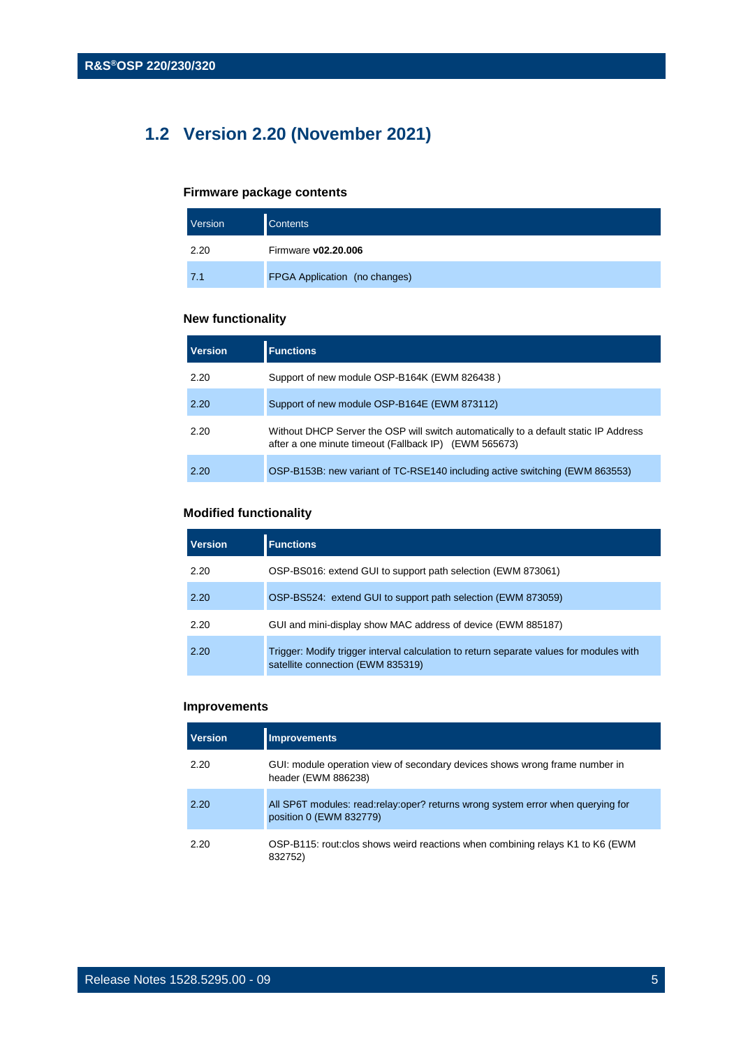## 1.2 Version 2.20 (November 2021)

### Firmware package contents

| Version | Contents |
|---|---|
| 2.20 | Firmware **v02.20.006** |
| 7.1 | FPGA Application  (no changes) |

### New functionality

| Version | Functions |
|---|---|
| 2.20 | Support of new module OSP-B164K (EWM 826438 ) |
| 2.20 | Support of new module OSP-B164E (EWM 873112) |
| 2.20 | Without DHCP Server the OSP will switch automatically to a default static IP Address after a one minute timeout (Fallback IP)   (EWM 565673) |
| 2.20 | OSP-B153B: new variant of TC-RSE140 including active switching (EWM 863553) |

### Modified functionality

| Version | Functions |
|---|---|
| 2.20 | OSP-BS016: extend GUI to support path selection (EWM 873061) |
| 2.20 | OSP-BS524:  extend GUI to support path selection (EWM 873059) |
| 2.20 | GUI and mini-display show MAC address of device (EWM 885187) |
| 2.20 | Trigger: Modify trigger interval calculation to return separate values for modules with satellite connection (EWM 835319) |

### Improvements

| Version | Improvements |
|---|---|
| 2.20 | GUI: module operation view of secondary devices shows wrong frame number in header (EWM 886238) |
| 2.20 | All SP6T modules: read:relay:oper? returns wrong system error when querying for position 0 (EWM 832779) |
| 2.20 | OSP-B115: rout:clos shows weird reactions when combining relays K1 to K6 (EWM 832752) |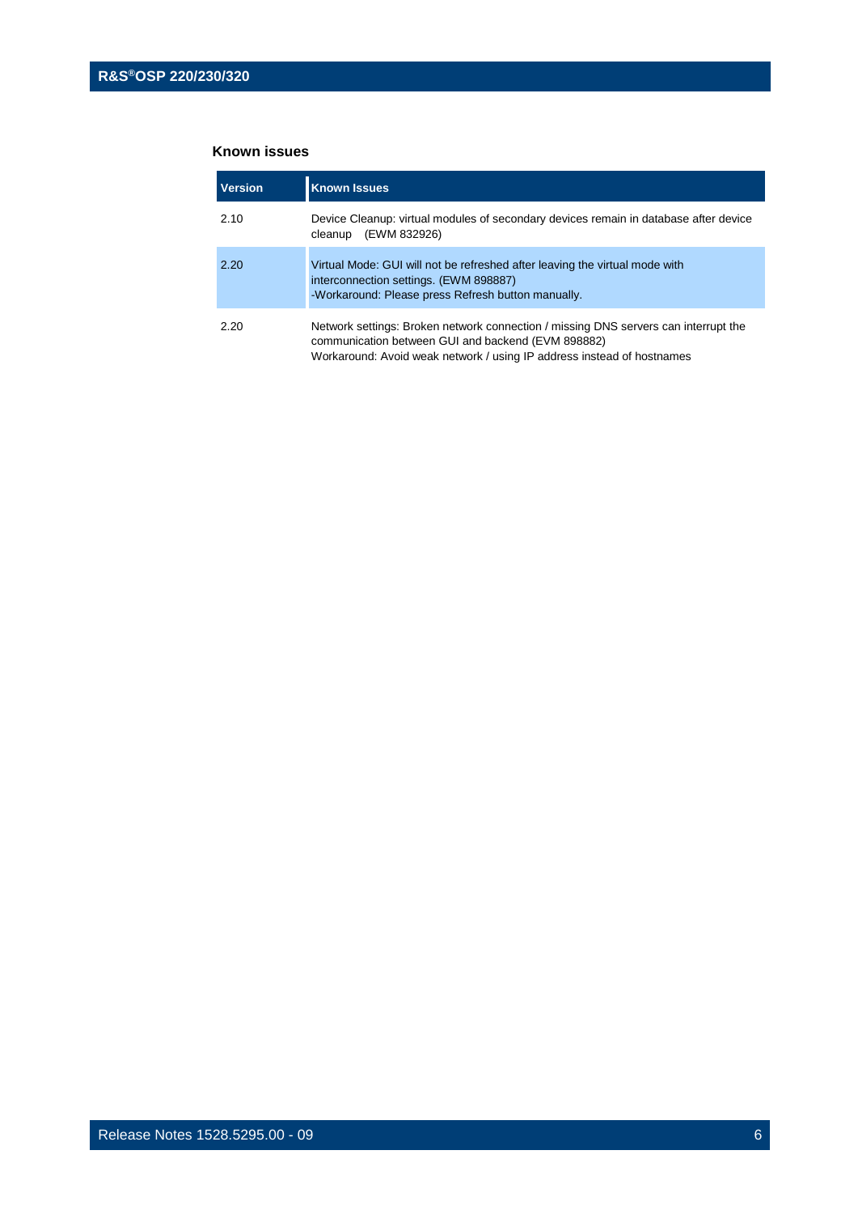### Known issues

| Version | Known Issues |
|---|---|
| 2.10 | Device Cleanup: virtual modules of secondary devices remain in database after device cleanup (EWM 832926) |
| 2.20 | Virtual Mode: GUI will not be refreshed after leaving the virtual mode with interconnection settings. (EWM 898887)<br>-Workaround: Please press Refresh button manually. |
| 2.20 | Network settings: Broken network connection / missing DNS servers can interrupt the communication between GUI and backend (EVM 898882)<br>Workaround: Avoid weak network / using IP address instead of hostnames |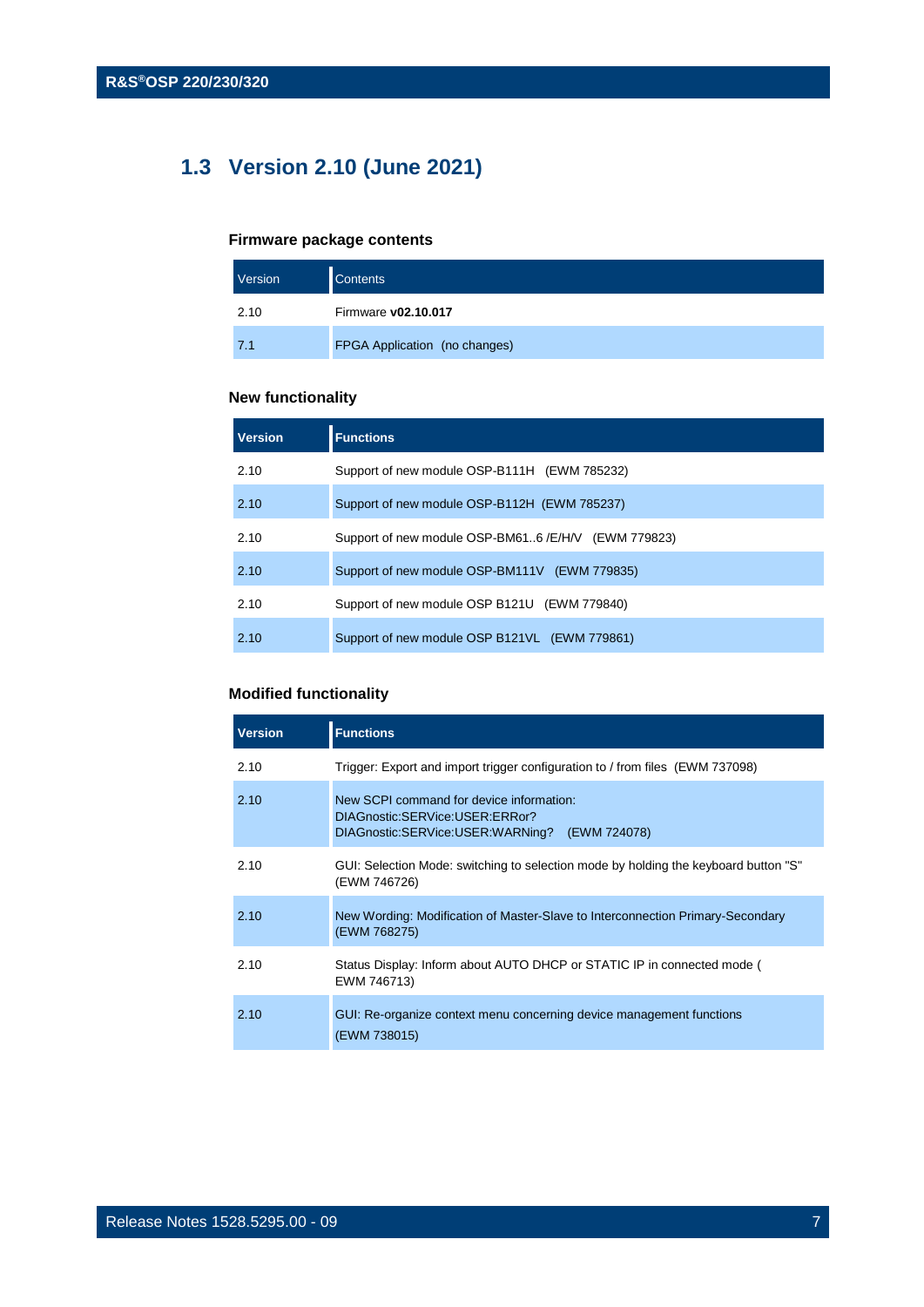## 1.3 Version 2.10 (June 2021)

### Firmware package contents

| Version | Contents |
|---|---|
| 2.10 | Firmware **v02.10.017** |
| 7.1 | FPGA Application (no changes) |

### New functionality

| Version | Functions |
|---|---|
| 2.10 | Support of new module OSP-B111H (EWM 785232) |
| 2.10 | Support of new module OSP-B112H (EWM 785237) |
| 2.10 | Support of new module OSP-BM61..6 /E/H/V (EWM 779823) |
| 2.10 | Support of new module OSP-BM111V (EWM 779835) |
| 2.10 | Support of new module OSP B121U (EWM 779840) |
| 2.10 | Support of new module OSP B121VL (EWM 779861) |

### Modified functionality

| Version | Functions |
|---|---|
| 2.10 | Trigger: Export and import trigger configuration to / from files (EWM 737098) |
| 2.10 | New SCPI command for device information: DIAGnostic:SERVice:USER:ERRor? DIAGnostic:SERVice:USER:WARNing? (EWM 724078) |
| 2.10 | GUI: Selection Mode: switching to selection mode by holding the keyboard button "S" (EWM 746726) |
| 2.10 | New Wording: Modification of Master-Slave to Interconnection Primary-Secondary (EWM 768275) |
| 2.10 | Status Display: Inform about AUTO DHCP or STATIC IP in connected mode ( EWM 746713) |
| 2.10 | GUI: Re-organize context menu concerning device management functions (EWM 738015) |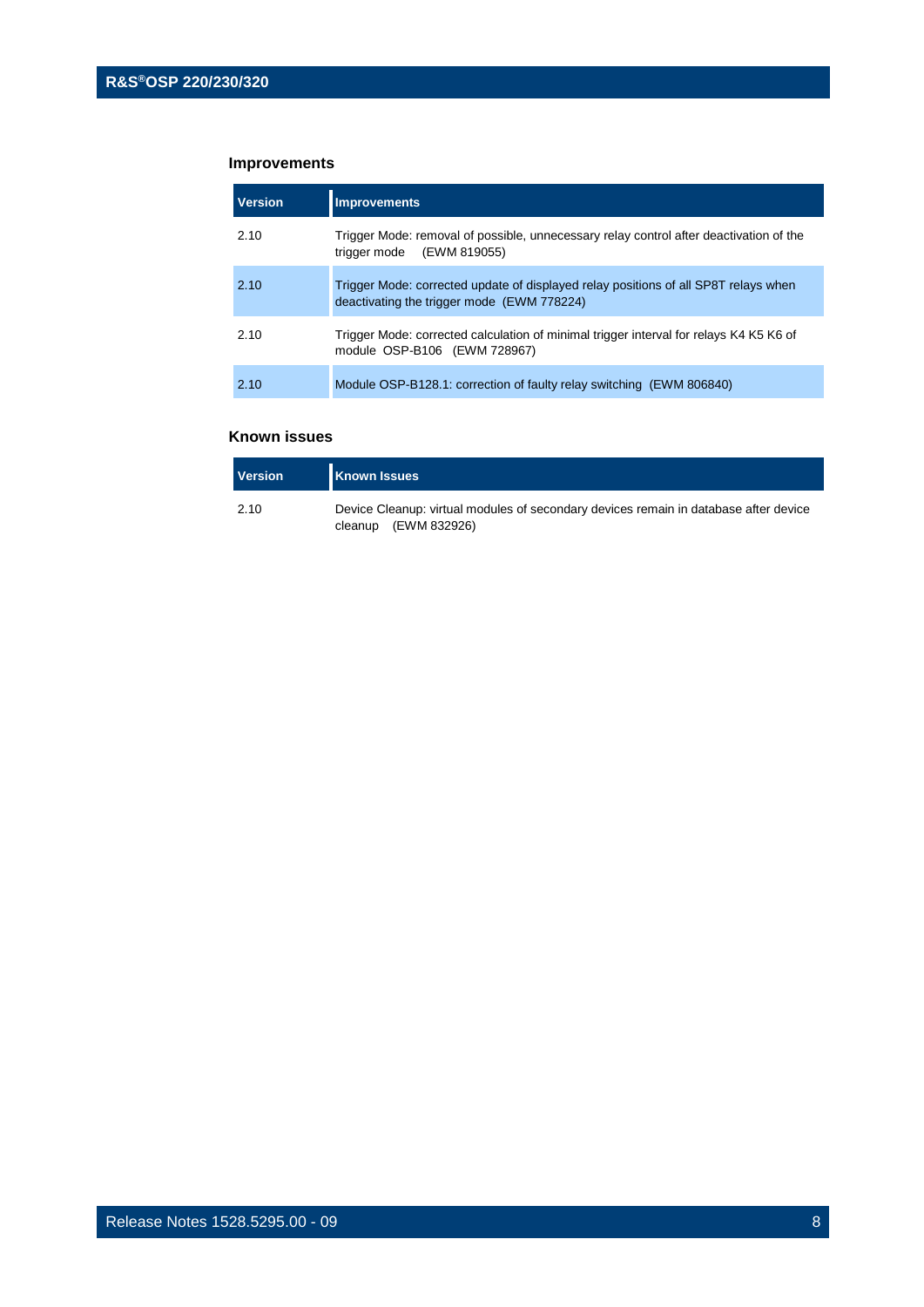## Improvements

| Version | Improvements |
|---|---|
| 2.10 | Trigger Mode: removal of possible, unnecessary relay control after deactivation of the trigger mode (EWM 819055) |
| 2.10 | Trigger Mode: corrected update of displayed relay positions of all SP8T relays when deactivating the trigger mode (EWM 778224) |
| 2.10 | Trigger Mode: corrected calculation of minimal trigger interval for relays K4 K5 K6 of module OSP-B106 (EWM 728967) |
| 2.10 | Module OSP-B128.1: correction of faulty relay switching (EWM 806840) |

## Known issues

| Version | Known Issues |
|---|---|
| 2.10 | Device Cleanup: virtual modules of secondary devices remain in database after device cleanup (EWM 832926) |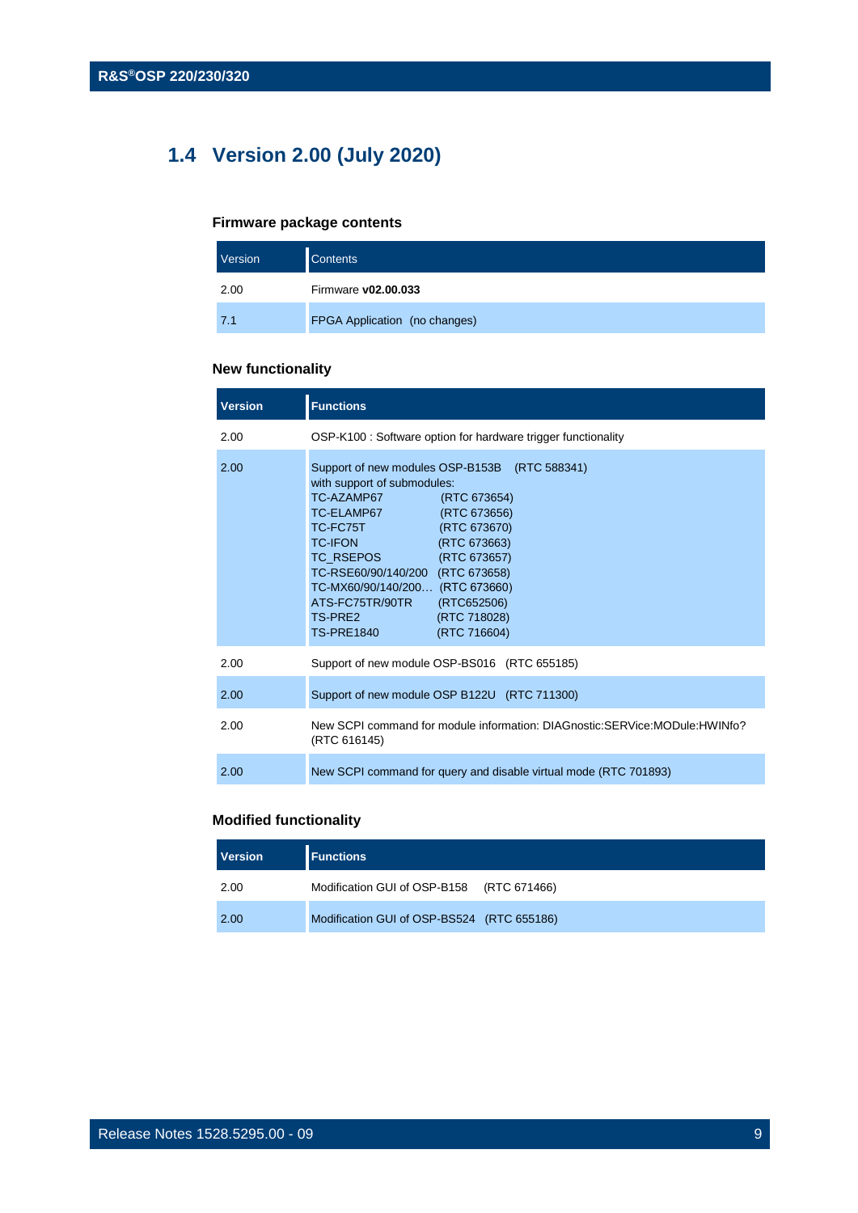## 1.4 Version 2.00 (July 2020)

### Firmware package contents

| Version | Contents |
|---|---|
| 2.00 | Firmware **v02.00.033** |
| 7.1 | FPGA Application (no changes) |

### New functionality

| Version | Functions |
|---|---|
| 2.00 | OSP-K100 : Software option for hardware trigger functionality |
| 2.00 | Support of new modules OSP-B153B (RTC 588341)<br>with support of submodules:<br>TC-AZAMP67 (RTC 673654)<br>TC-ELAMP67 (RTC 673656)<br>TC-FC75T (RTC 673670)<br>TC-IFON (RTC 673663)<br>TC_RSEPOS (RTC 673657)<br>TC-RSE60/90/140/200 (RTC 673658)<br>TC-MX60/90/140/200… (RTC 673660)<br>ATS-FC75TR/90TR (RTC652506)<br>TS-PRE2 (RTC 718028)<br>TS-PRE1840 (RTC 716604) |
| 2.00 | Support of new module OSP-BS016 (RTC 655185) |
| 2.00 | Support of new module OSP B122U (RTC 711300) |
| 2.00 | New SCPI command for module information: DIAGnostic:SERVice:MODule:HWINfo? (RTC 616145) |
| 2.00 | New SCPI command for query and disable virtual mode (RTC 701893) |

### Modified functionality

| Version | Functions |
|---|---|
| 2.00 | Modification GUI of OSP-B158 (RTC 671466) |
| 2.00 | Modification GUI of OSP-BS524 (RTC 655186) |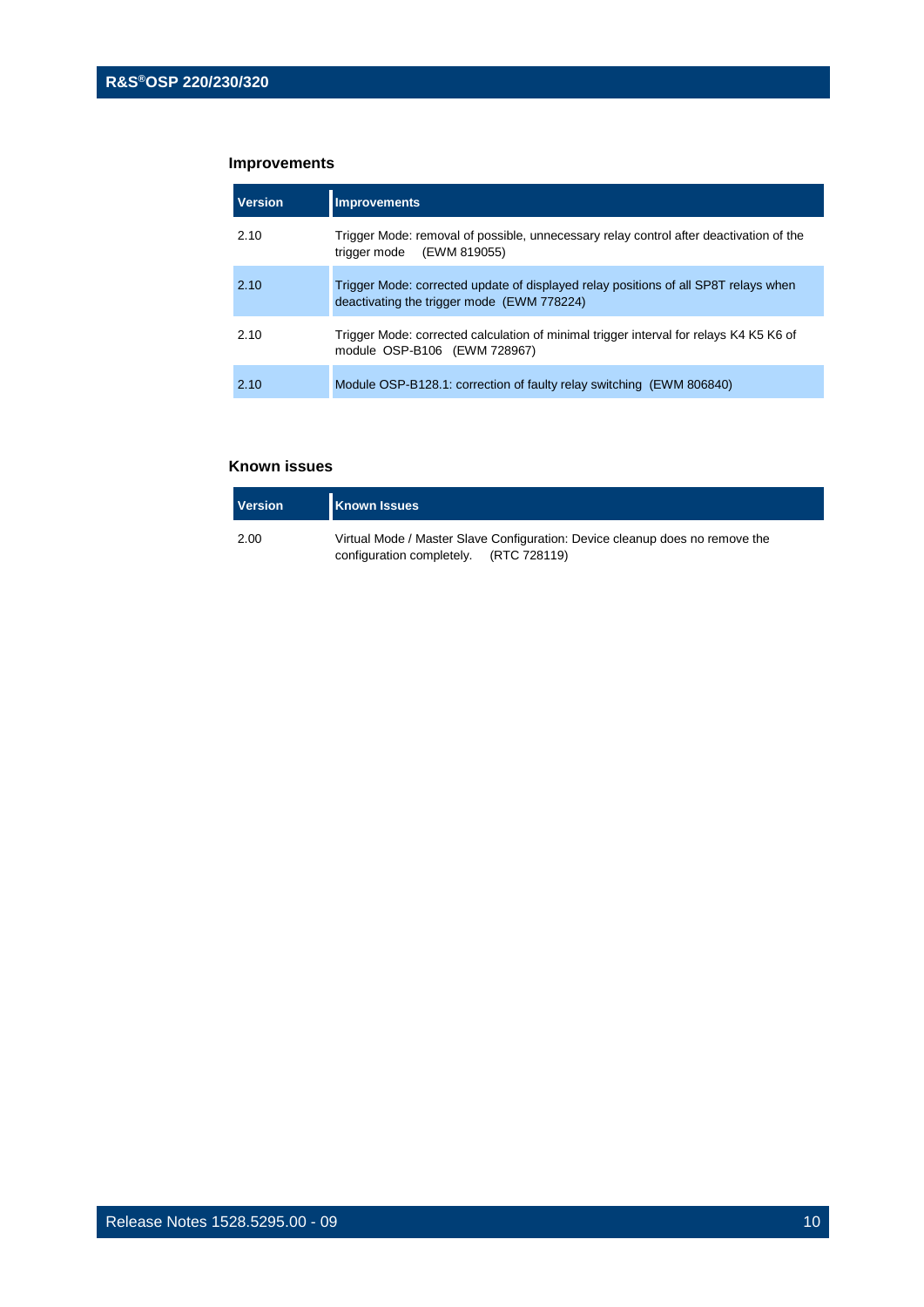### Improvements

| Version | Improvements |
|---|---|
| 2.10 | Trigger Mode: removal of possible, unnecessary relay control after deactivation of the trigger mode (EWM 819055) |
| 2.10 | Trigger Mode: corrected update of displayed relay positions of all SP8T relays when deactivating the trigger mode (EWM 778224) |
| 2.10 | Trigger Mode: corrected calculation of minimal trigger interval for relays K4 K5 K6 of module OSP-B106 (EWM 728967) |
| 2.10 | Module OSP-B128.1: correction of faulty relay switching (EWM 806840) |

### Known issues

| Version | Known Issues |
|---|---|
| 2.00 | Virtual Mode / Master Slave Configuration: Device cleanup does no remove the configuration completely. (RTC 728119) |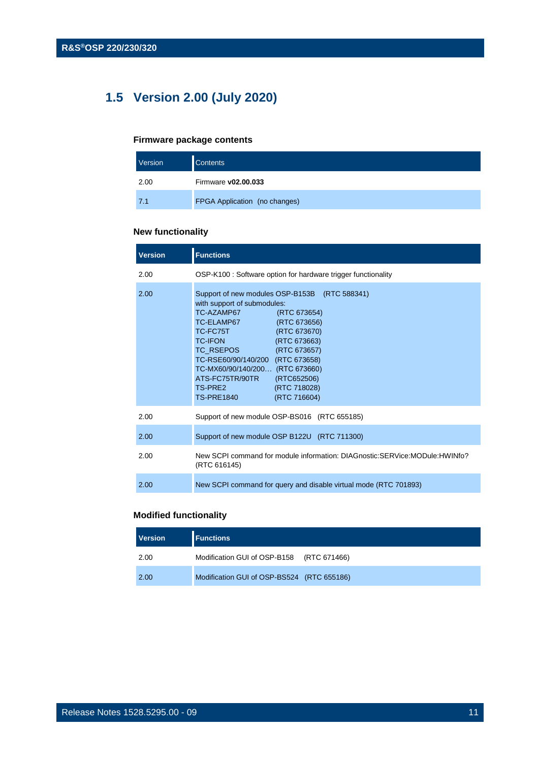## 1.5 Version 2.00 (July 2020)

### Firmware package contents

| Version | Contents |
|---|---|
| 2.00 | Firmware **v02.00.033** |
| 7.1 | FPGA Application (no changes) |

### New functionality

| Version | Functions |
|---|---|
| 2.00 | OSP-K100 : Software option for hardware trigger functionality |
| 2.00 | Support of new modules OSP-B153B (RTC 588341)<br>with support of submodules:<br>TC-AZAMP67 (RTC 673654)<br>TC-ELAMP67 (RTC 673656)<br>TC-FC75T (RTC 673670)<br>TC-IFON (RTC 673663)<br>TC_RSEPOS (RTC 673657)<br>TC-RSE60/90/140/200 (RTC 673658)<br>TC-MX60/90/140/200… (RTC 673660)<br>ATS-FC75TR/90TR (RTC652506)<br>TS-PRE2 (RTC 718028)<br>TS-PRE1840 (RTC 716604) |
| 2.00 | Support of new module OSP-BS016 (RTC 655185) |
| 2.00 | Support of new module OSP B122U (RTC 711300) |
| 2.00 | New SCPI command for module information: DIAGnostic:SERVice:MODule:HWINfo? (RTC 616145) |
| 2.00 | New SCPI command for query and disable virtual mode (RTC 701893) |

### Modified functionality

| Version | Functions |
|---|---|
| 2.00 | Modification GUI of OSP-B158 (RTC 671466) |
| 2.00 | Modification GUI of OSP-BS524 (RTC 655186) |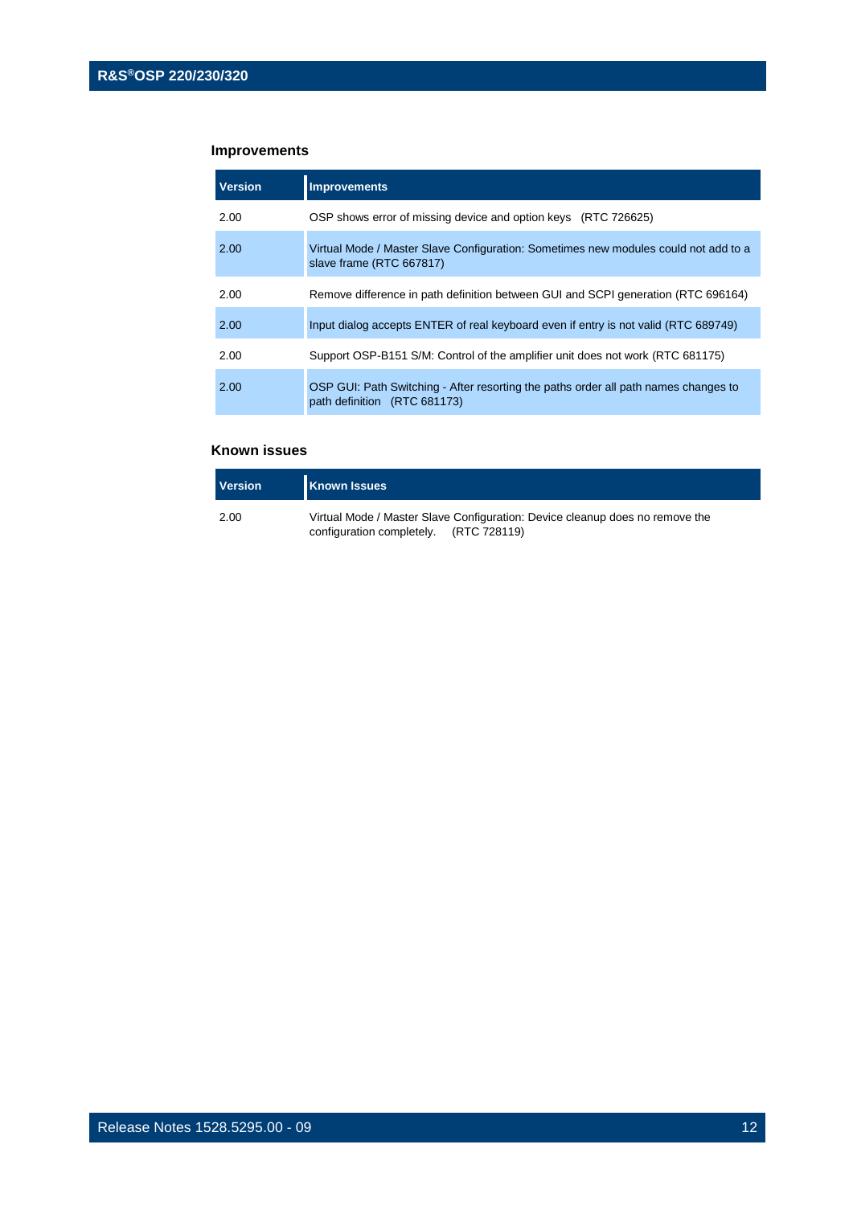### Improvements

| Version | Improvements |
|---|---|
| 2.00 | OSP shows error of missing device and option keys (RTC 726625) |
| 2.00 | Virtual Mode / Master Slave Configuration: Sometimes new modules could not add to a slave frame (RTC 667817) |
| 2.00 | Remove difference in path definition between GUI and SCPI generation (RTC 696164) |
| 2.00 | Input dialog accepts ENTER of real keyboard even if entry is not valid (RTC 689749) |
| 2.00 | Support OSP-B151 S/M: Control of the amplifier unit does not work (RTC 681175) |
| 2.00 | OSP GUI: Path Switching - After resorting the paths order all path names changes to path definition (RTC 681173) |

### Known issues

| Version | Known Issues |
|---|---|
| 2.00 | Virtual Mode / Master Slave Configuration: Device cleanup does no remove the configuration completely. (RTC 728119) |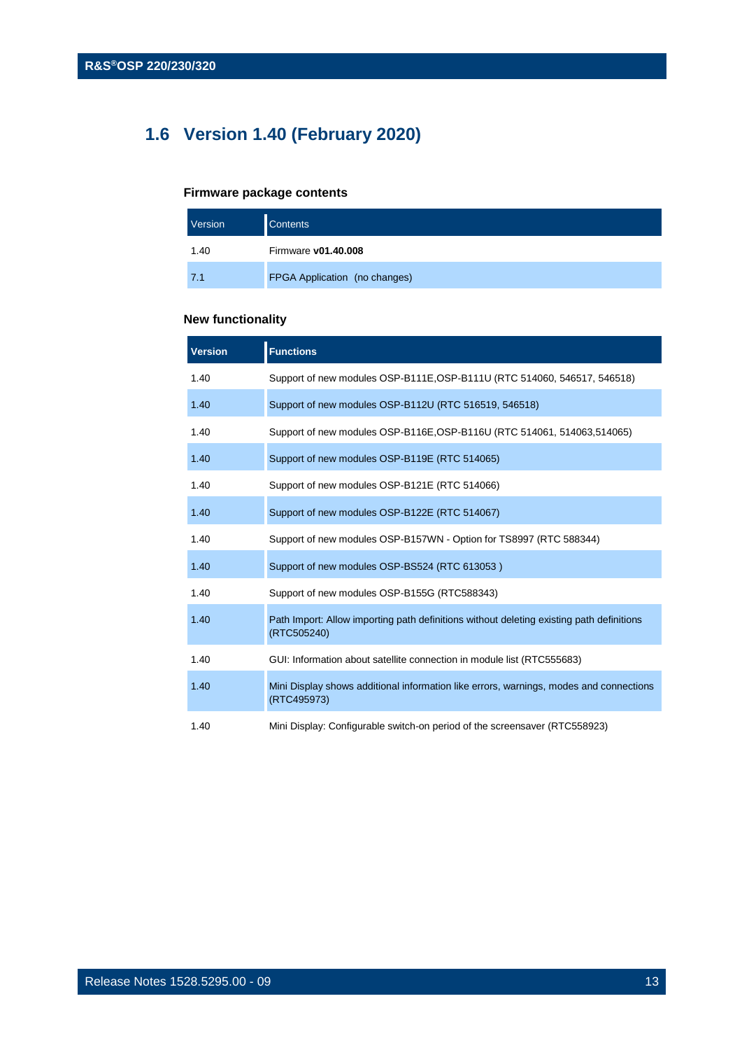## 1.6 Version 1.40 (February 2020)

### Firmware package contents

| Version | Contents |
| --- | --- |
| 1.40 | Firmware **v01.40.008** |
| 7.1 | FPGA Application (no changes) |

### New functionality

| Version | Functions |
| --- | --- |
| 1.40 | Support of new modules OSP-B111E,OSP-B111U (RTC 514060, 546517, 546518) |
| 1.40 | Support of new modules OSP-B112U (RTC 516519, 546518) |
| 1.40 | Support of new modules OSP-B116E,OSP-B116U (RTC 514061, 514063,514065) |
| 1.40 | Support of new modules OSP-B119E (RTC 514065) |
| 1.40 | Support of new modules OSP-B121E (RTC 514066) |
| 1.40 | Support of new modules OSP-B122E (RTC 514067) |
| 1.40 | Support of new modules OSP-B157WN - Option for TS8997 (RTC 588344) |
| 1.40 | Support of new modules OSP-BS524 (RTC 613053 ) |
| 1.40 | Support of new modules OSP-B155G (RTC588343) |
| 1.40 | Path Import: Allow importing path definitions without deleting existing path definitions (RTC505240) |
| 1.40 | GUI: Information about satellite connection in module list (RTC555683) |
| 1.40 | Mini Display shows additional information like errors, warnings, modes and connections (RTC495973) |
| 1.40 | Mini Display: Configurable switch-on period of the screensaver (RTC558923) |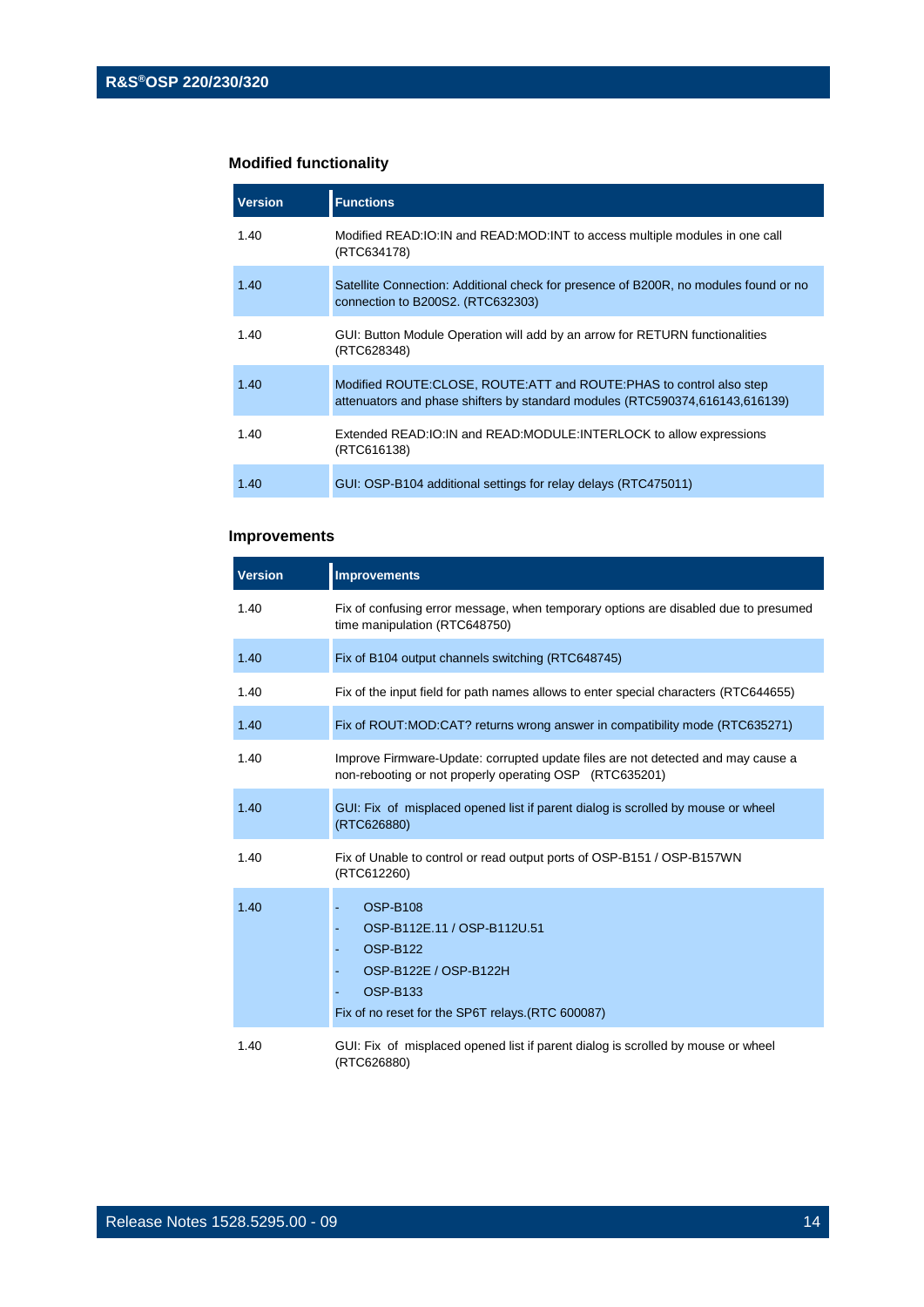### Modified functionality

| Version | Functions |
|---|---|
| 1.40 | Modified READ:IO:IN and READ:MOD:INT to access multiple modules in one call (RTC634178) |
| 1.40 | Satellite Connection: Additional check for presence of B200R, no modules found or no connection to B200S2. (RTC632303) |
| 1.40 | GUI: Button Module Operation will add by an arrow for RETURN functionalities (RTC628348) |
| 1.40 | Modified ROUTE:CLOSE, ROUTE:ATT and ROUTE:PHAS to control also step attenuators and phase shifters by standard modules (RTC590374,616143,616139) |
| 1.40 | Extended READ:IO:IN and READ:MODULE:INTERLOCK to allow expressions (RTC616138) |
| 1.40 | GUI: OSP-B104 additional settings for relay delays (RTC475011) |

### Improvements

| Version | Improvements |
|---|---|
| 1.40 | Fix of confusing error message, when temporary options are disabled due to presumed time manipulation (RTC648750) |
| 1.40 | Fix of B104 output channels switching (RTC648745) |
| 1.40 | Fix of the input field for path names allows to enter special characters (RTC644655) |
| 1.40 | Fix of ROUT:MOD:CAT? returns wrong answer in compatibility mode (RTC635271) |
| 1.40 | Improve Firmware-Update: corrupted update files are not detected and may cause a non-rebooting or not properly operating OSP (RTC635201) |
| 1.40 | GUI: Fix of misplaced opened list if parent dialog is scrolled by mouse or wheel (RTC626880) |
| 1.40 | Fix of Unable to control or read output ports of OSP-B151 / OSP-B157WN (RTC612260) |
| 1.40 | - OSP-B108<br>- OSP-B112E.11 / OSP-B112U.51<br>- OSP-B122<br>- OSP-B122E / OSP-B122H<br>- OSP-B133<br>Fix of no reset for the SP6T relays.(RTC 600087) |
| 1.40 | GUI: Fix of misplaced opened list if parent dialog is scrolled by mouse or wheel (RTC626880) |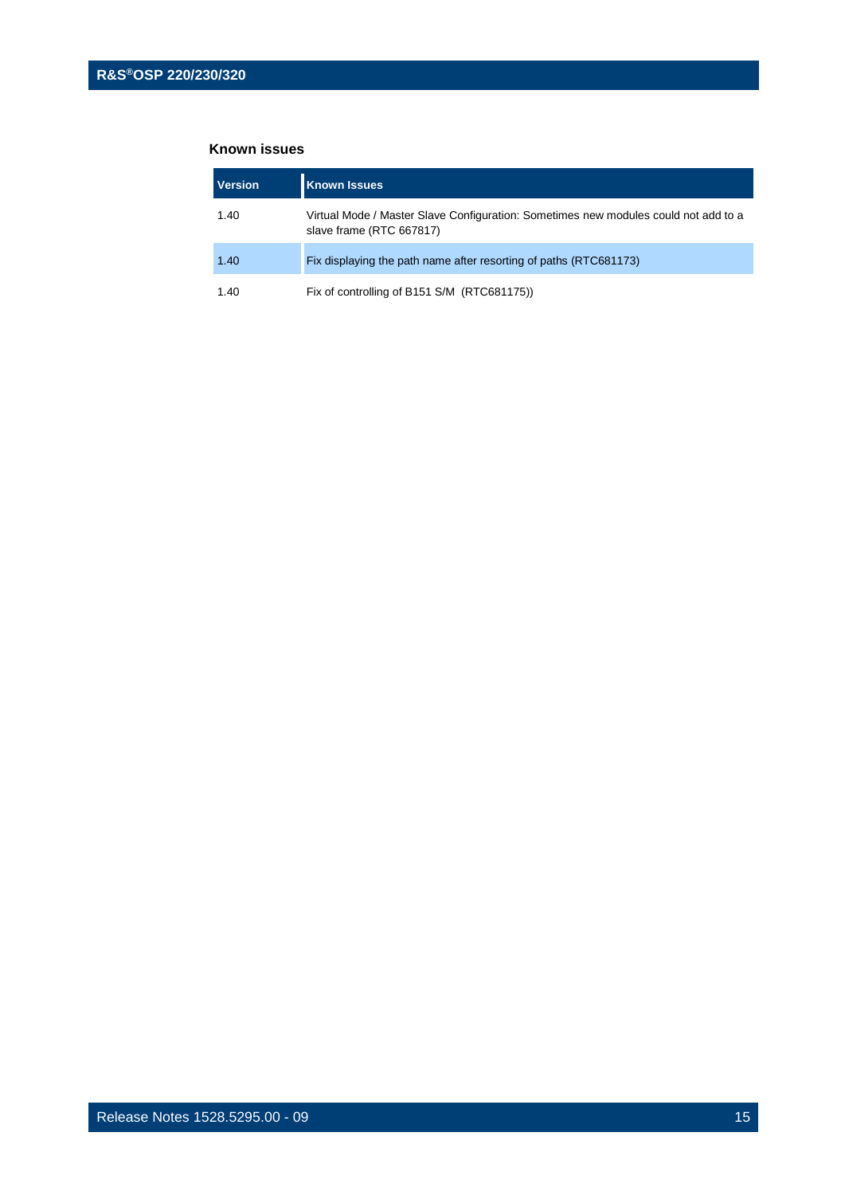### Known issues

| Version | Known Issues |
|---|---|
| 1.40 | Virtual Mode / Master Slave Configuration: Sometimes new modules could not add to a slave frame (RTC 667817) |
| 1.40 | Fix displaying the path name after resorting of paths (RTC681173) |
| 1.40 | Fix of controlling of B151 S/M  (RTC681175)) |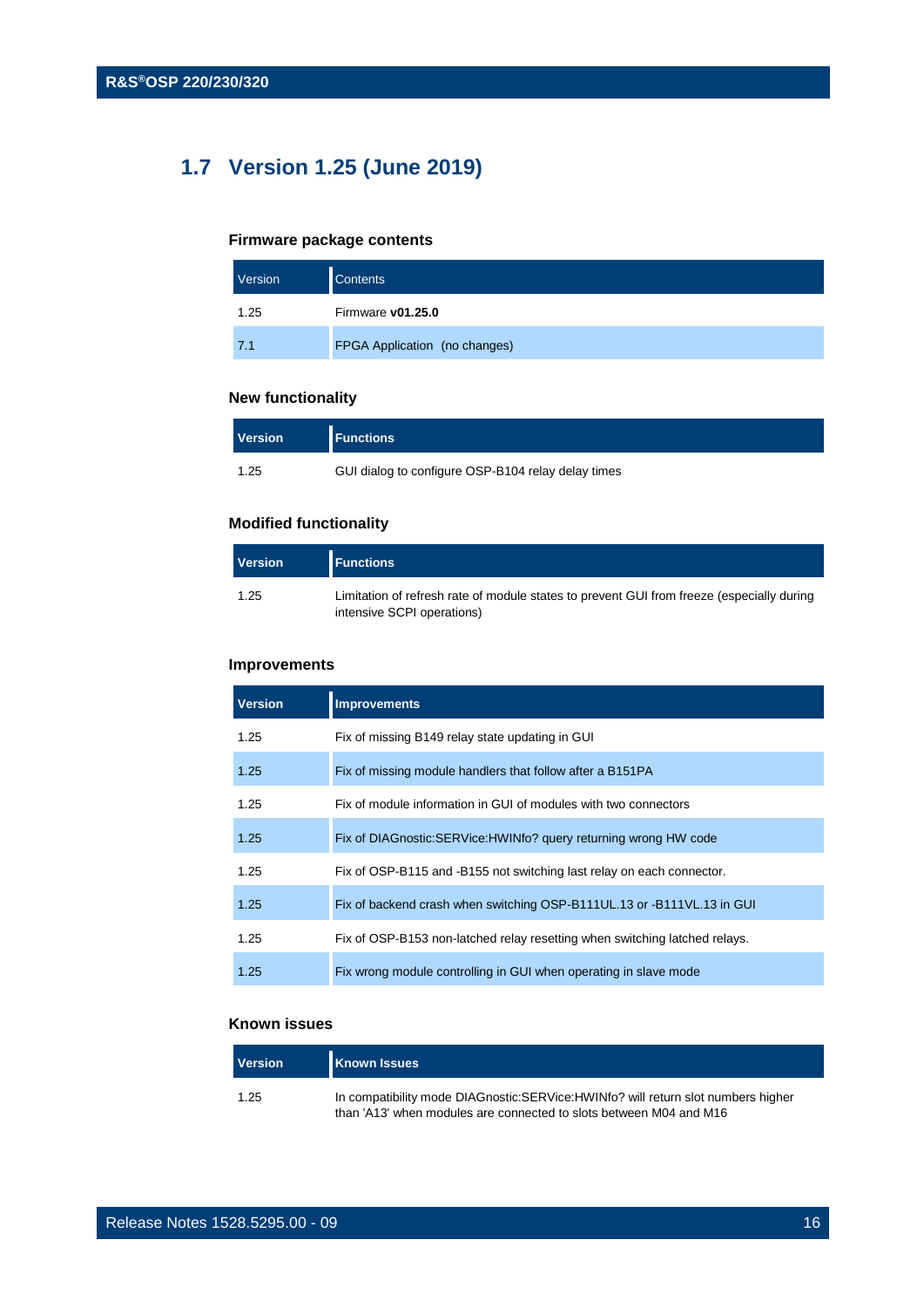## 1.7 Version 1.25 (June 2019)

### Firmware package contents

| Version | Contents |
|---|---|
| 1.25 | Firmware **v01.25.0** |
| 7.1 | FPGA Application (no changes) |

### New functionality

| Version | Functions |
|---|---|
| 1.25 | GUI dialog to configure OSP-B104 relay delay times |

### Modified functionality

| Version | Functions |
|---|---|
| 1.25 | Limitation of refresh rate of module states to prevent GUI from freeze (especially during intensive SCPI operations) |

### Improvements

| Version | Improvements |
|---|---|
| 1.25 | Fix of missing B149 relay state updating in GUI |
| 1.25 | Fix of missing module handlers that follow after a B151PA |
| 1.25 | Fix of module information in GUI of modules with two connectors |
| 1.25 | Fix of DIAGnostic:SERVice:HWINfo? query returning wrong HW code |
| 1.25 | Fix of OSP-B115 and -B155 not switching last relay on each connector. |
| 1.25 | Fix of backend crash when switching OSP-B111UL.13 or -B111VL.13 in GUI |
| 1.25 | Fix of OSP-B153 non-latched relay resetting when switching latched relays. |
| 1.25 | Fix wrong module controlling in GUI when operating in slave mode |

### Known issues

| Version | Known Issues |
|---|---|
| 1.25 | In compatibility mode DIAGnostic:SERVice:HWINfo? will return slot numbers higher than 'A13' when modules are connected to slots between M04 and M16 |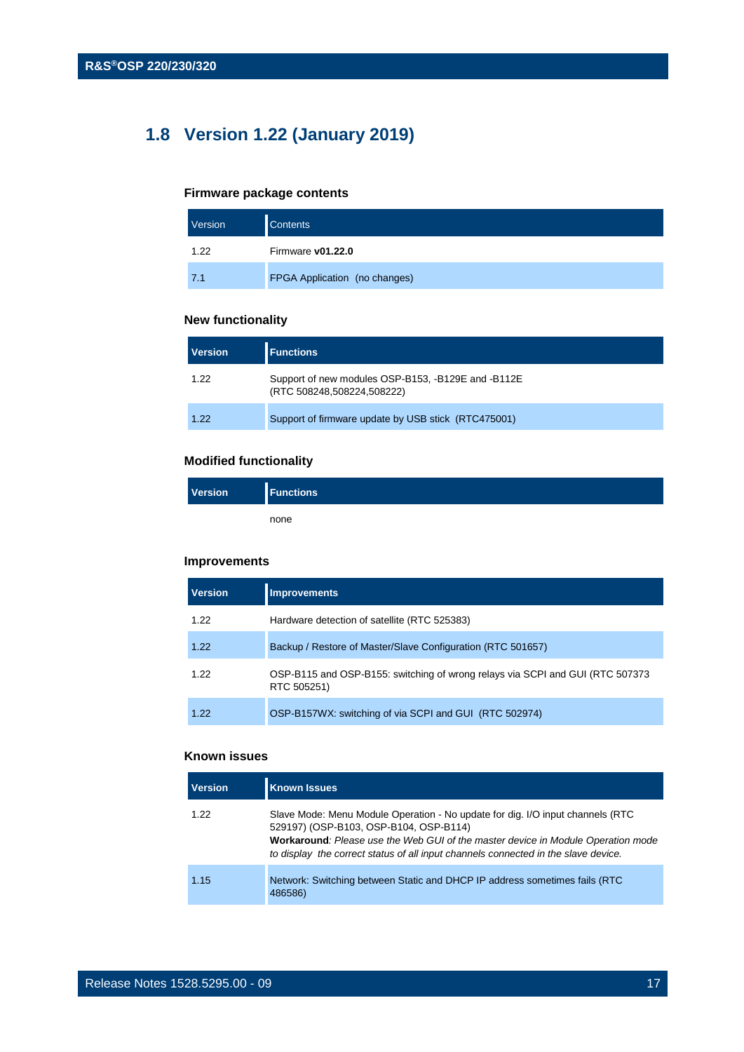## 1.8 Version 1.22 (January 2019)

### Firmware package contents

| Version | Contents |
|---|---|
| 1.22 | Firmware **v01.22.0** |
| 7.1 | FPGA Application (no changes) |

### New functionality

| **Version** | **Functions** |
|---|---|
| 1.22 | Support of new modules OSP-B153, -B129E and -B112E (RTC 508248,508224,508222) |
| 1.22 | Support of firmware update by USB stick (RTC475001) |

### Modified functionality

| **Version** | **Functions** |
|---|---|
| | none |

### Improvements

| **Version** | **Improvements** |
|---|---|
| 1.22 | Hardware detection of satellite (RTC 525383) |
| 1.22 | Backup / Restore of Master/Slave Configuration (RTC 501657) |
| 1.22 | OSP-B115 and OSP-B155: switching of wrong relays via SCPI and GUI (RTC 507373 RTC 505251) |
| 1.22 | OSP-B157WX: switching of via SCPI and GUI (RTC 502974) |

### Known issues

| **Version** | **Known Issues** |
|---|---|
| 1.22 | Slave Mode: Menu Module Operation - No update for dig. I/O input channels (RTC 529197) (OSP-B103, OSP-B104, OSP-B114)<br>**Workaround**: *Please use the Web GUI of the master device in Module Operation mode to display the correct status of all input channels connected in the slave device.* |
| 1.15 | Network: Switching between Static and DHCP IP address sometimes fails (RTC 486586) |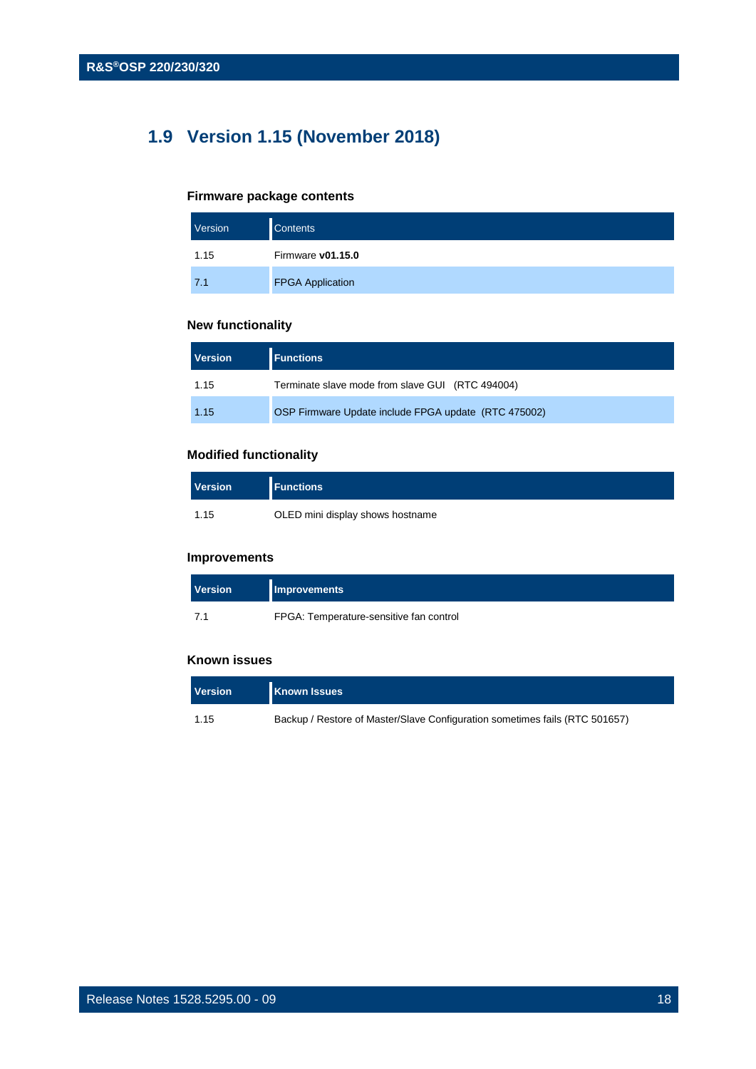## 1.9 Version 1.15 (November 2018)

### Firmware package contents

| Version | Contents |
|---|---|
| 1.15 | Firmware **v01.15.0** |
| 7.1 | FPGA Application |

### New functionality

| Version | Functions |
|---|---|
| 1.15 | Terminate slave mode from slave GUI (RTC 494004) |
| 1.15 | OSP Firmware Update include FPGA update (RTC 475002) |

### Modified functionality

| Version | Functions |
|---|---|
| 1.15 | OLED mini display shows hostname |

### Improvements

| Version | Improvements |
|---|---|
| 7.1 | FPGA: Temperature-sensitive fan control |

### Known issues

| Version | Known Issues |
|---|---|
| 1.15 | Backup / Restore of Master/Slave Configuration sometimes fails (RTC 501657) |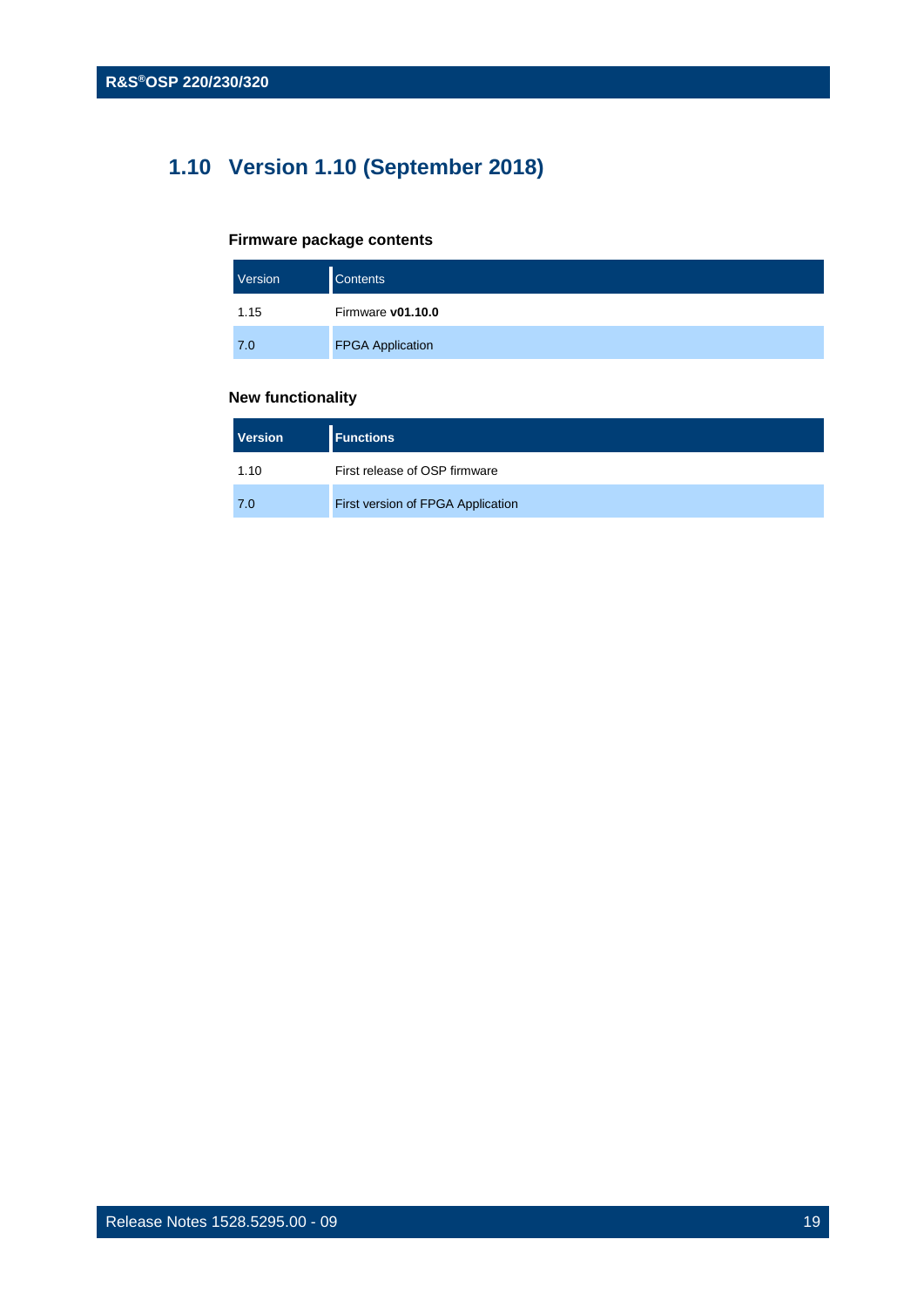## 1.10 Version 1.10 (September 2018)

### Firmware package contents

| Version | Contents |
|---|---|
| 1.15 | Firmware **v01.10.0** |
| 7.0 | FPGA Application |

### New functionality

| Version | Functions |
|---|---|
| 1.10 | First release of OSP firmware |
| 7.0 | First version of FPGA Application |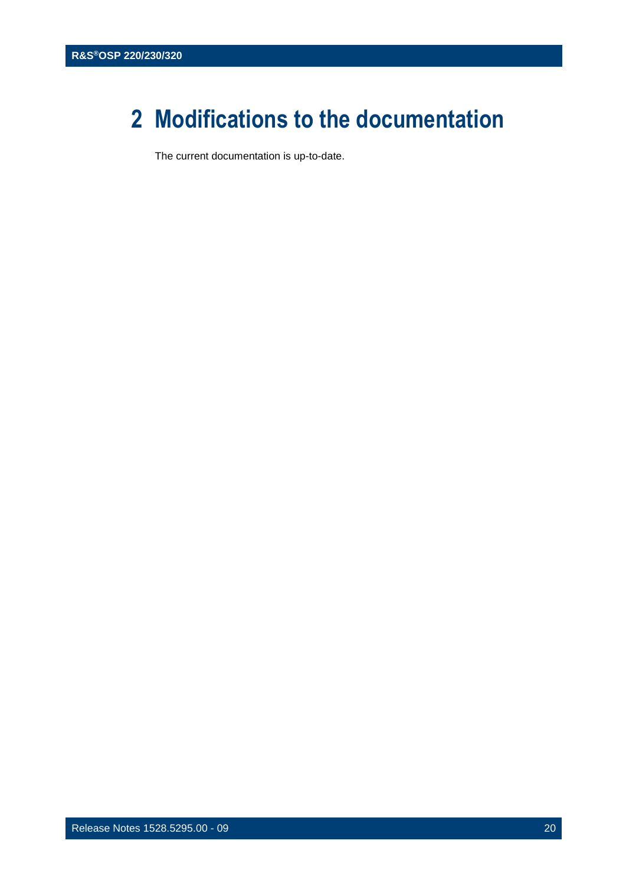# 2 Modifications to the documentation

The current documentation is up-to-date.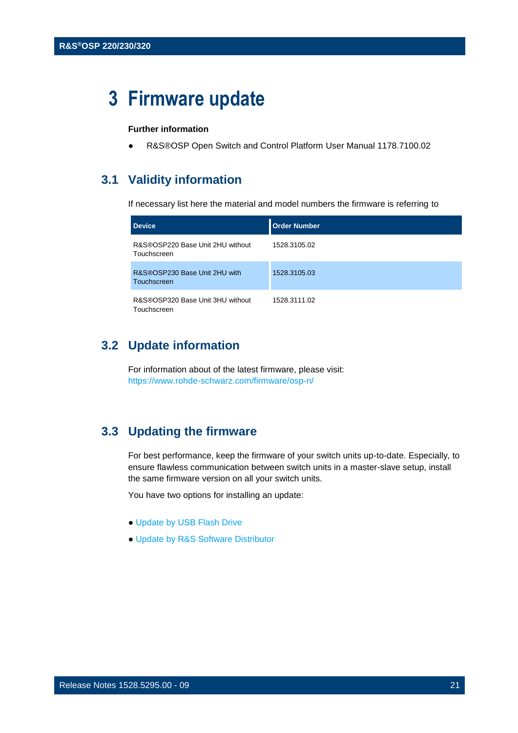# 3 Firmware update

**Further information**

- R&S®OSP Open Switch and Control Platform User Manual 1178.7100.02

## 3.1 Validity information

If necessary list here the material and model numbers the firmware is referring to

| Device | Order Number |
|---|---|
| R&S®OSP220 Base Unit 2HU without Touchscreen | 1528.3105.02 |
| R&S®OSP230 Base Unit 2HU with Touchscreen | 1528.3105.03 |
| R&S®OSP320 Base Unit 3HU without Touchscreen | 1528.3111.02 |

## 3.2 Update information

For information about of the latest firmware, please visit:
https://www.rohde-schwarz.com/firmware/osp-n/

## 3.3 Updating the firmware

For best performance, keep the firmware of your switch units up-to-date. Especially, to ensure flawless communication between switch units in a master-slave setup, install the same firmware version on all your switch units.

You have two options for installing an update:

- Update by USB Flash Drive
- Update by R&S Software Distributor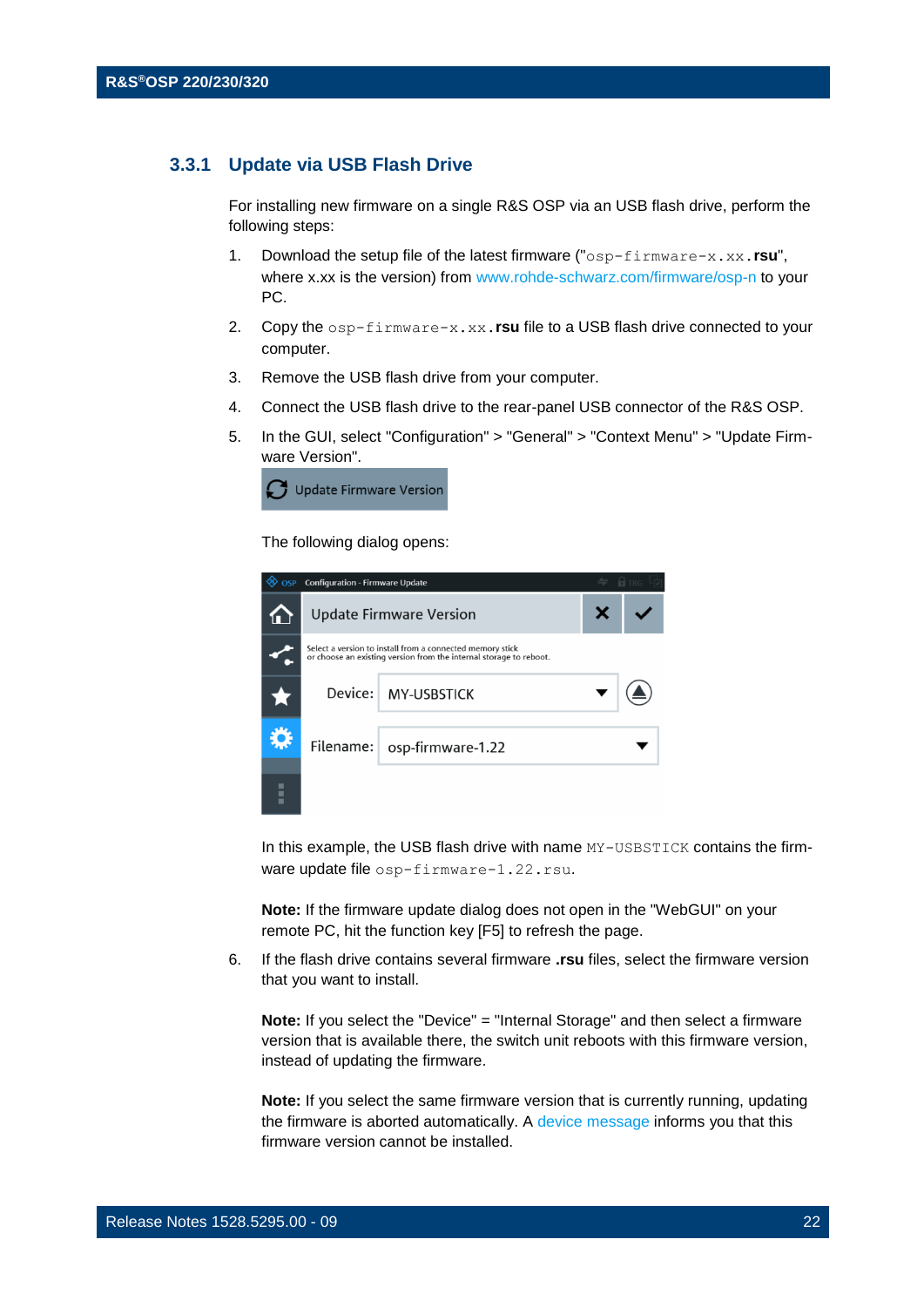### 3.3.1 Update via USB Flash Drive

For installing new firmware on a single R&S OSP via an USB flash drive, perform the following steps:

1. Download the setup file of the latest firmware ("`osp-firmware-x.xx`**.rsu**", where x.xx is the version) from www.rohde-schwarz.com/firmware/osp-n to your PC.
2. Copy the `osp-firmware-x.xx`**.rsu** file to a USB flash drive connected to your computer.
3. Remove the USB flash drive from your computer.
4. Connect the USB flash drive to the rear-panel USB connector of the R&S OSP.
5. In the GUI, select "Configuration" > "General" > "Context Menu" > "Update Firmware Version".

   The following dialog opens:

   In this example, the USB flash drive with name `MY-USBSTICK` contains the firmware update file `osp-firmware-1.22.rsu`.

   **Note:** If the firmware update dialog does not open in the "WebGUI" on your remote PC, hit the function key [F5] to refresh the page.

6. If the flash drive contains several firmware **.rsu** files, select the firmware version that you want to install.

   **Note:** If you select the "Device" = "Internal Storage" and then select a firmware version that is available there, the switch unit reboots with this firmware version, instead of updating the firmware.

   **Note:** If you select the same firmware version that is currently running, updating the firmware is aborted automatically. A device message informs you that this firmware version cannot be installed.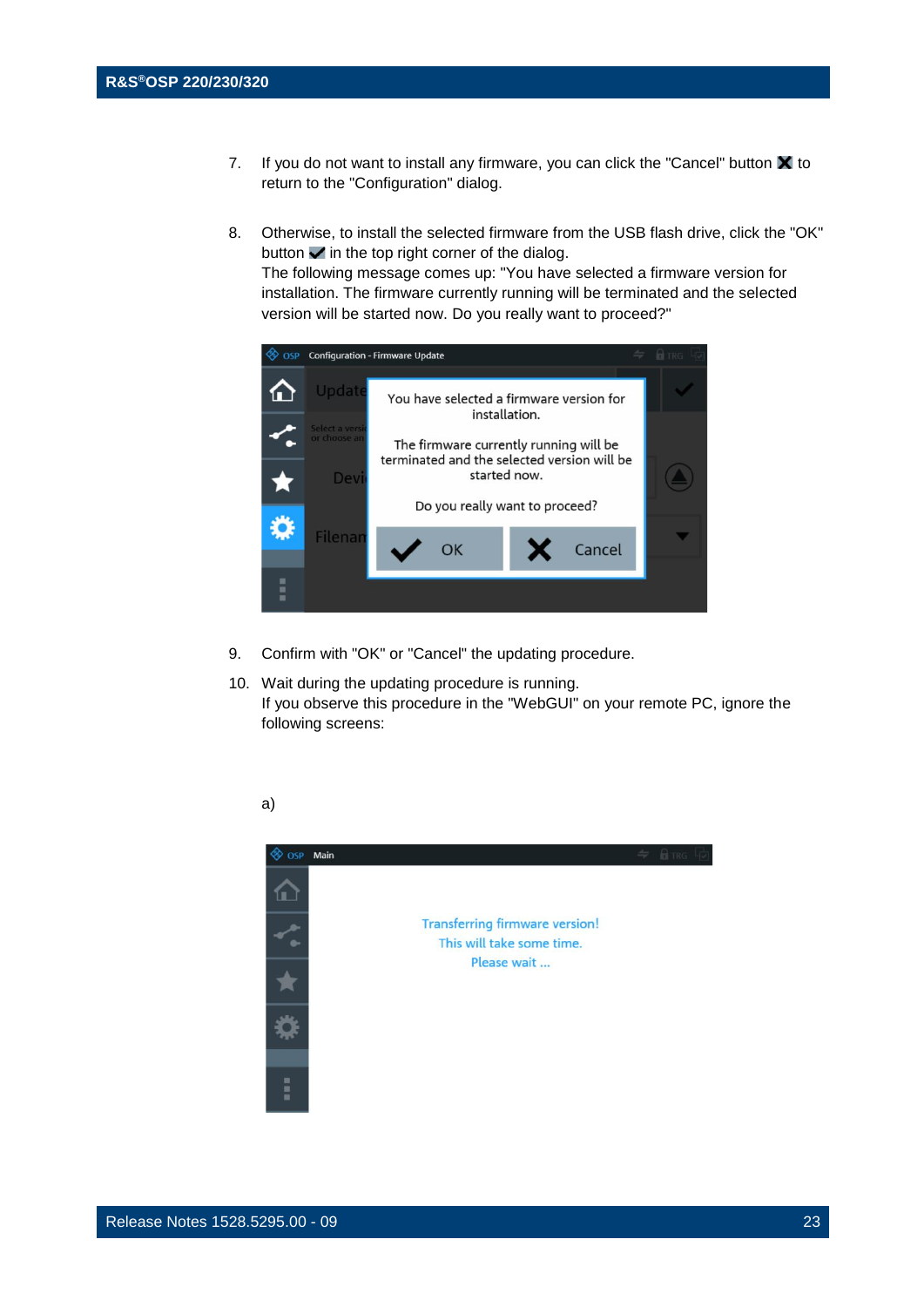7. If you do not want to install any firmware, you can click the "Cancel" button ✖ to return to the "Configuration" dialog.

8. Otherwise, to install the selected firmware from the USB flash drive, click the "OK" button ✔ in the top right corner of the dialog.
   The following message comes up: "You have selected a firmware version for installation. The firmware currently running will be terminated and the selected version will be started now. Do you really want to proceed?"

9. Confirm with "OK" or "Cancel" the updating procedure.

10. Wait during the updating procedure is running.
    If you observe this procedure in the "WebGUI" on your remote PC, ignore the following screens:

a)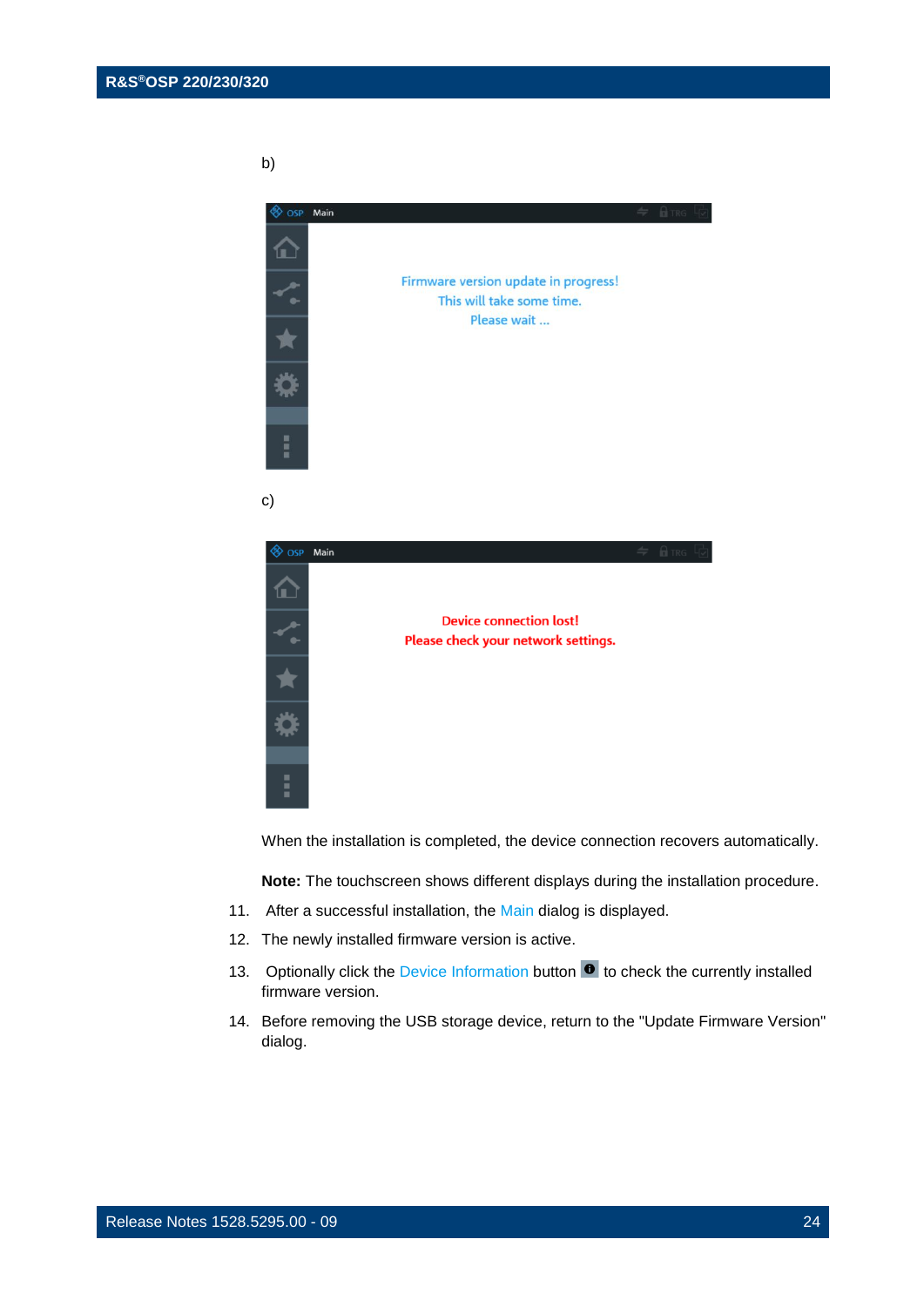b)

Firmware version update in progress!
This will take some time.
Please wait ...

c)

Device connection lost!
Please check your network settings.

When the installation is completed, the device connection recovers automatically.

**Note:** The touchscreen shows different displays during the installation procedure.

11. After a successful installation, the Main dialog is displayed.
12. The newly installed firmware version is active.
13. Optionally click the Device Information button to check the currently installed firmware version.
14. Before removing the USB storage device, return to the "Update Firmware Version" dialog.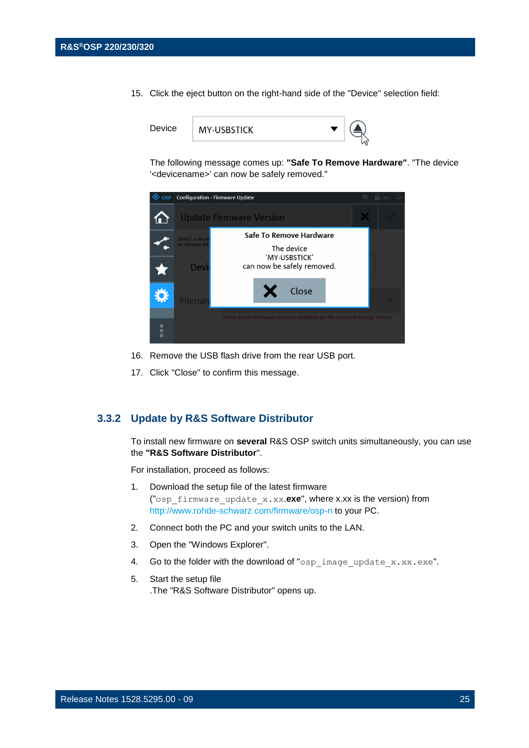15. Click the eject button on the right-hand side of the "Device" selection field:

    The following message comes up: **"Safe To Remove Hardware"**. "The device '<devicename>' can now be safely removed."

16. Remove the USB flash drive from the rear USB port.
17. Click "Close" to confirm this message.

### 3.3.2 Update by R&S Software Distributor

To install new firmware on **several** R&S OSP switch units simultaneously, you can use the **"R&S Software Distributor**".

For installation, proceed as follows:

1. Download the setup file of the latest firmware ("`osp_firmware_update_x.xx`**.exe**", where x.xx is the version) from http://www.rohde-schwarz.com/firmware/osp-n to your PC.
2. Connect both the PC and your switch units to the LAN.
3. Open the "Windows Explorer".
4. Go to the folder with the download of "`osp_image_update_x.xx.exe`".
5. Start the setup file
   .The "R&S Software Distributor" opens up.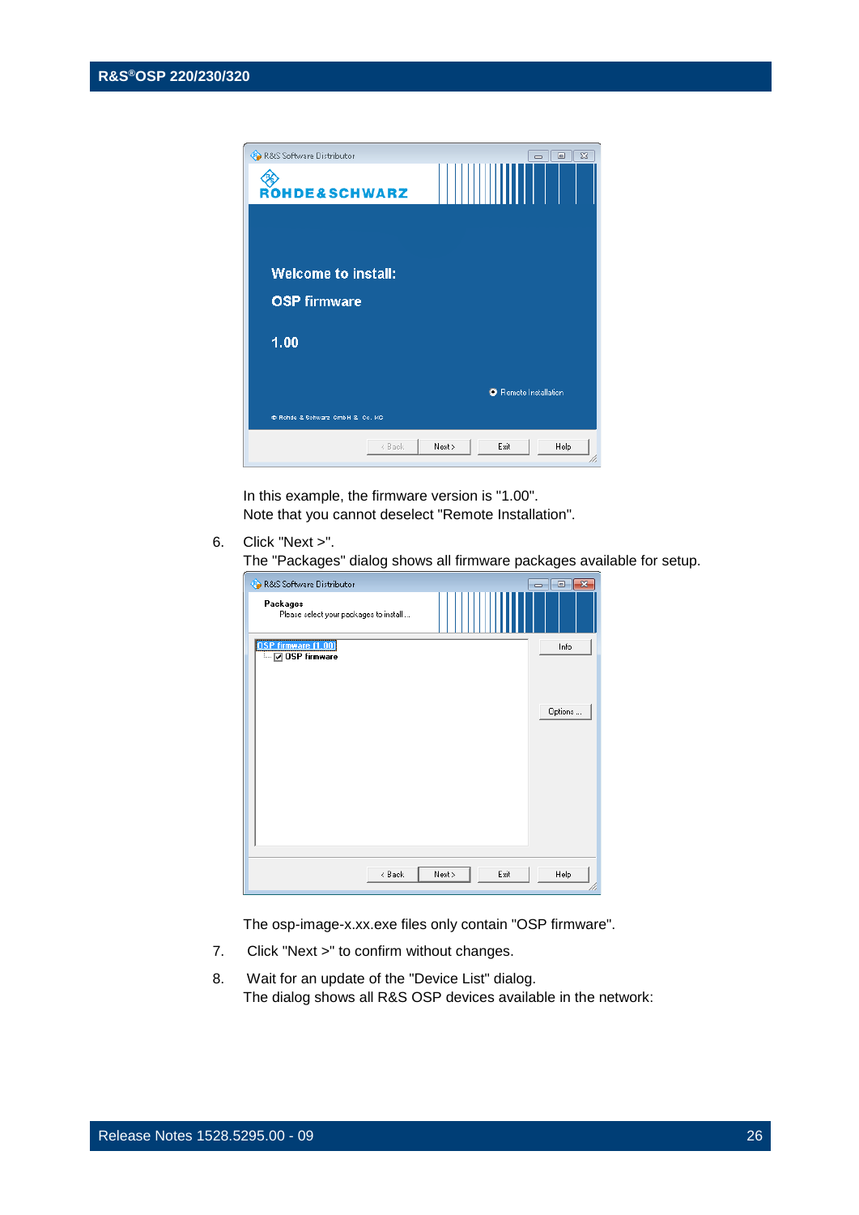In this example, the firmware version is "1.00".
Note that you cannot deselect "Remote Installation".

6. Click "Next >".
   The "Packages" dialog shows all firmware packages available for setup.

   The osp-image-x.xx.exe files only contain "OSP firmware".

7. Click "Next >" to confirm without changes.

8. Wait for an update of the "Device List" dialog.
   The dialog shows all R&S OSP devices available in the network: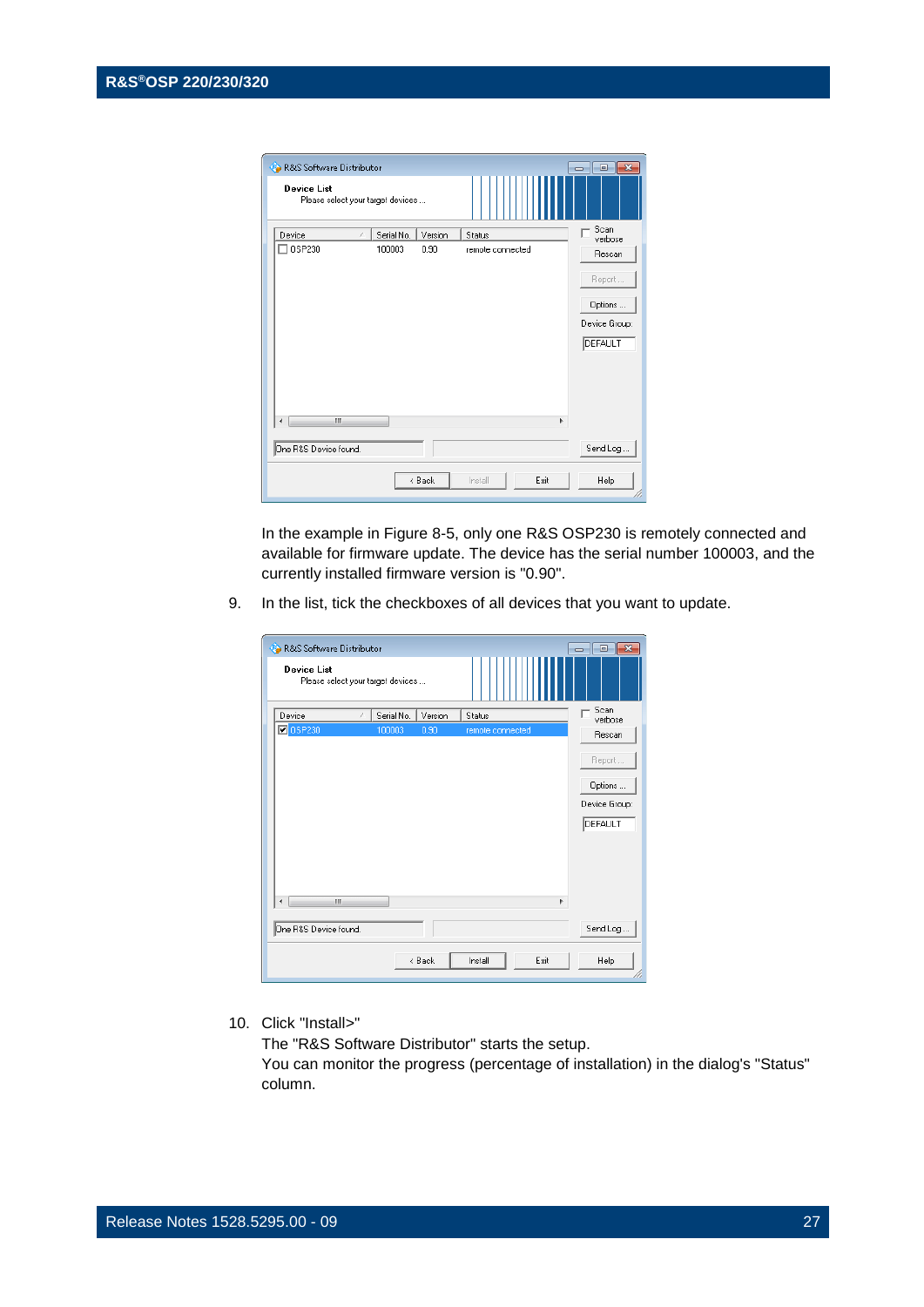In the example in Figure 8-5, only one R&S OSP230 is remotely connected and available for firmware update. The device has the serial number 100003, and the currently installed firmware version is "0.90".

9. In the list, tick the checkboxes of all devices that you want to update.

10. Click "Install>"
    The "R&S Software Distributor" starts the setup.
    You can monitor the progress (percentage of installation) in the dialog's "Status" column.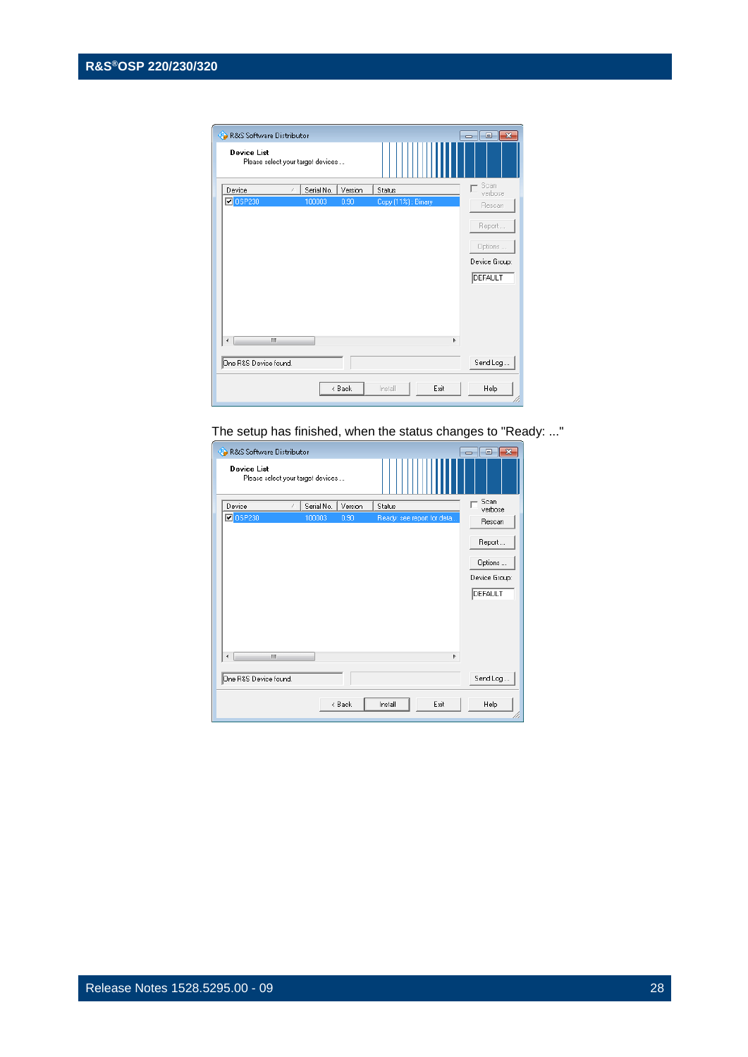The setup has finished, when the status changes to "Ready: ..."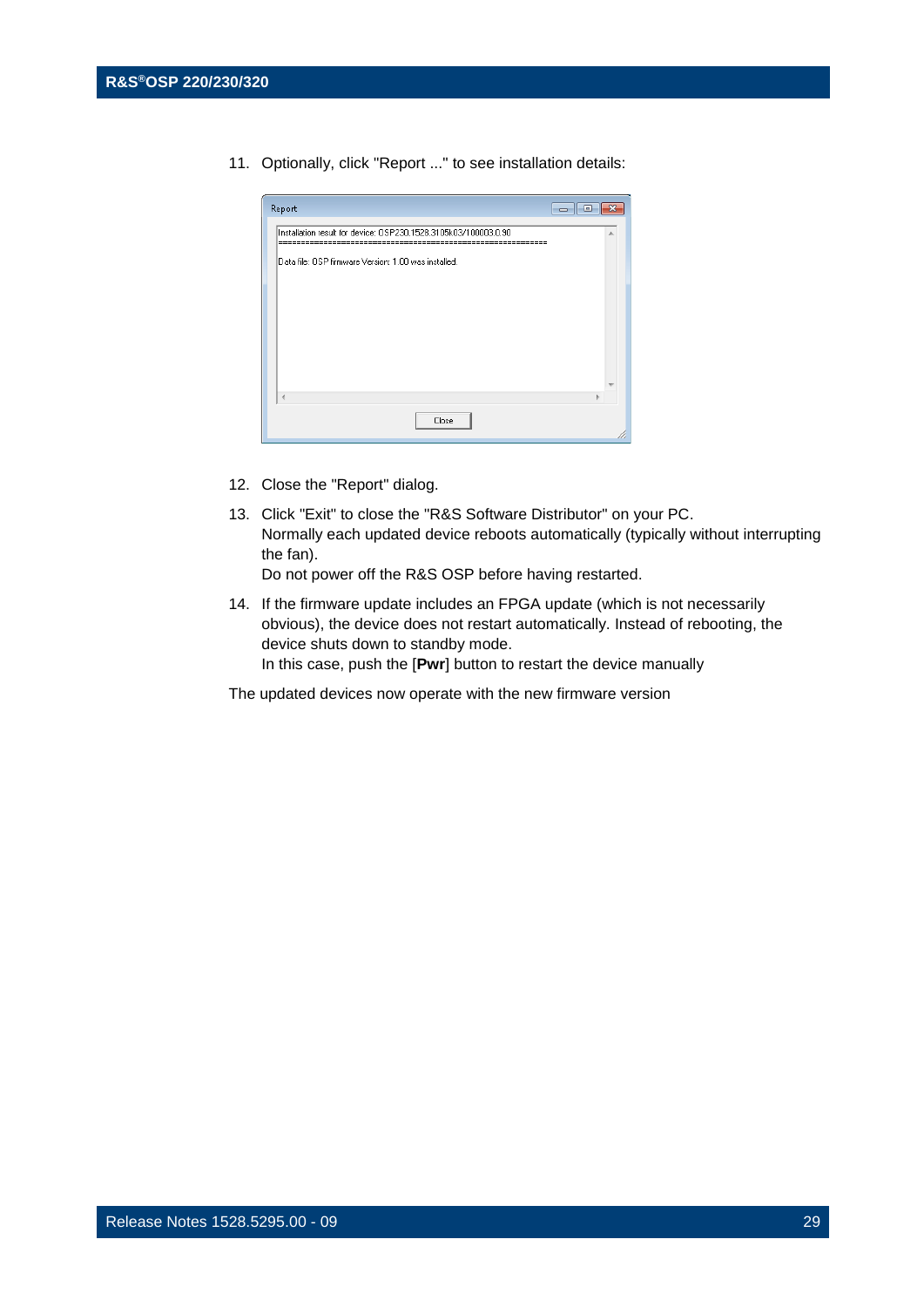11. Optionally, click "Report ..." to see installation details:

Report

Installation result for device: OSP230 1528.3105k03/100003 0.90
==============================================================

Data file: OSP firmware Version: 1.00 was installed

Close

12. Close the "Report" dialog.

13. Click "Exit" to close the "R&S Software Distributor" on your PC.
Normally each updated device reboots automatically (typically without interrupting the fan).
Do not power off the R&S OSP before having restarted.

14. If the firmware update includes an FPGA update (which is not necessarily obvious), the device does not restart automatically. Instead of rebooting, the device shuts down to standby mode.
In this case, push the [**Pwr**] button to restart the device manually

The updated devices now operate with the new firmware version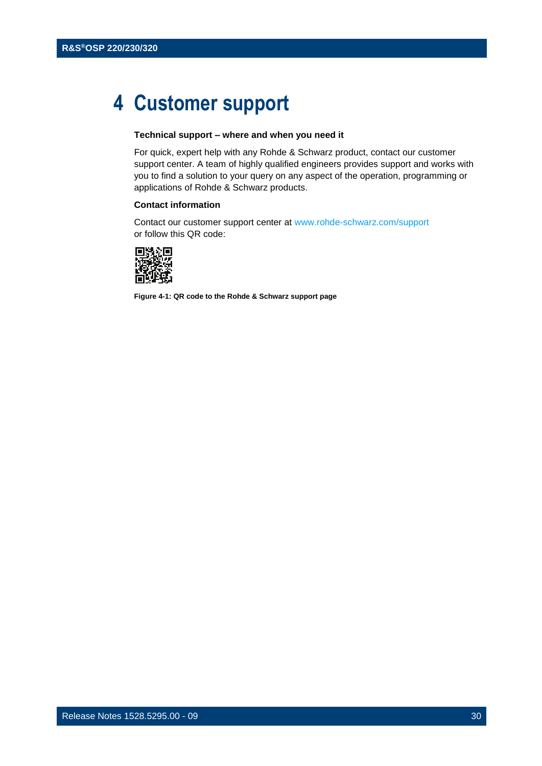# 4 Customer support

**Technical support – where and when you need it**

For quick, expert help with any Rohde & Schwarz product, contact our customer support center. A team of highly qualified engineers provides support and works with you to find a solution to your query on any aspect of the operation, programming or applications of Rohde & Schwarz products.

**Contact information**

Contact our customer support center at www.rohde-schwarz.com/support or follow this QR code:

**Figure 4-1: QR code to the Rohde & Schwarz support page**